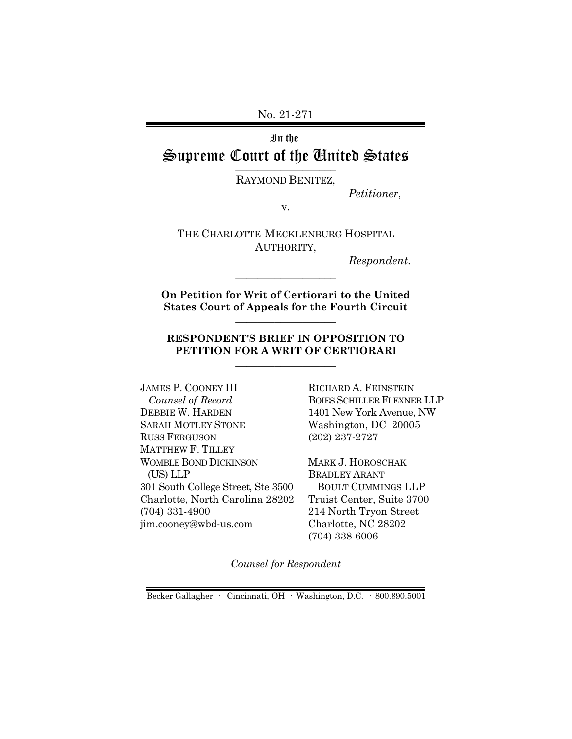No. 21-271

In the

# Supreme Court of the United States

RAYMOND BENITEZ,

*Petitioner*,

v.

THE CHARLOTTE-MECKLENBURG HOSPITAL AUTHORITY,

*Respondent*.

**On Petition for Writ of Certiorari to the United States Court of Appeals for the Fourth Circuit**

**RESPONDENT'S BRIEF IN OPPOSITION TO PETITION FOR A WRIT OF CERTIORARI**

JAMES P. COONEY III
*Counsel of Record*
DEBBIE W. HARDEN
SARAH MOTLEY STONE
RUSS FERGUSON
MATTHEW F. TILLEY
WOMBLE BOND DICKINSON (US) LLP
301 South College Street, Ste 3500
Charlotte, North Carolina 28202
(704) 331-4900
jim.cooney@wbd-us.com

RICHARD A. FEINSTEIN
BOIES SCHILLER FLEXNER LLP
1401 New York Avenue, NW
Washington, DC 20005
(202) 237-2727

MARK J. HOROSCHAK
BRADLEY ARANT BOULT CUMMINGS LLP
Truist Center, Suite 3700
214 North Tryon Street
Charlotte, NC 28202
(704) 338-6006

*Counsel for Respondent*

Becker Gallagher · Cincinnati, OH · Washington, D.C. · 800.890.5001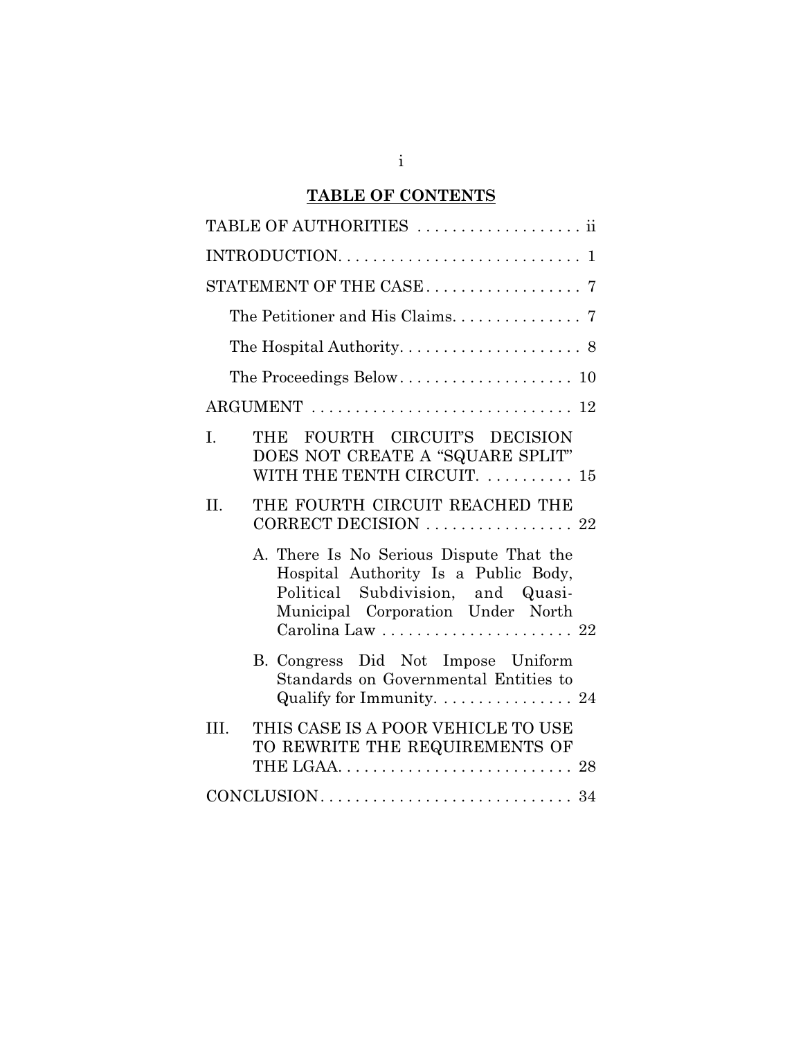## TABLE OF CONTENTS

TABLE OF AUTHORITIES . . . . . . . . . . . . . . . . . . . ii

INTRODUCTION. . . . . . . . . . . . . . . . . . . . . . . . . . . . 1

STATEMENT OF THE CASE. . . . . . . . . . . . . . . . . . 7

The Petitioner and His Claims. . . . . . . . . . . . . . . 7

The Hospital Authority. . . . . . . . . . . . . . . . . . . . . 8

The Proceedings Below. . . . . . . . . . . . . . . . . . . . 10

ARGUMENT . . . . . . . . . . . . . . . . . . . . . . . . . . . . . 12

I. THE FOURTH CIRCUIT'S DECISION DOES NOT CREATE A "SQUARE SPLIT" WITH THE TENTH CIRCUIT. . . . . . . . . . . 15

II. THE FOURTH CIRCUIT REACHED THE CORRECT DECISION . . . . . . . . . . . . . . . . . 22

A. There Is No Serious Dispute That the Hospital Authority Is a Public Body, Political Subdivision, and Quasi-Municipal Corporation Under North Carolina Law . . . . . . . . . . . . . . . . . . . . . . 22

B. Congress Did Not Impose Uniform Standards on Governmental Entities to Qualify for Immunity. . . . . . . . . . . . . . . . 24

III. THIS CASE IS A POOR VEHICLE TO USE TO REWRITE THE REQUIREMENTS OF THE LGAA. . . . . . . . . . . . . . . . . . . . . . . . . . . 28

CONCLUSION. . . . . . . . . . . . . . . . . . . . . . . . . . . . . 34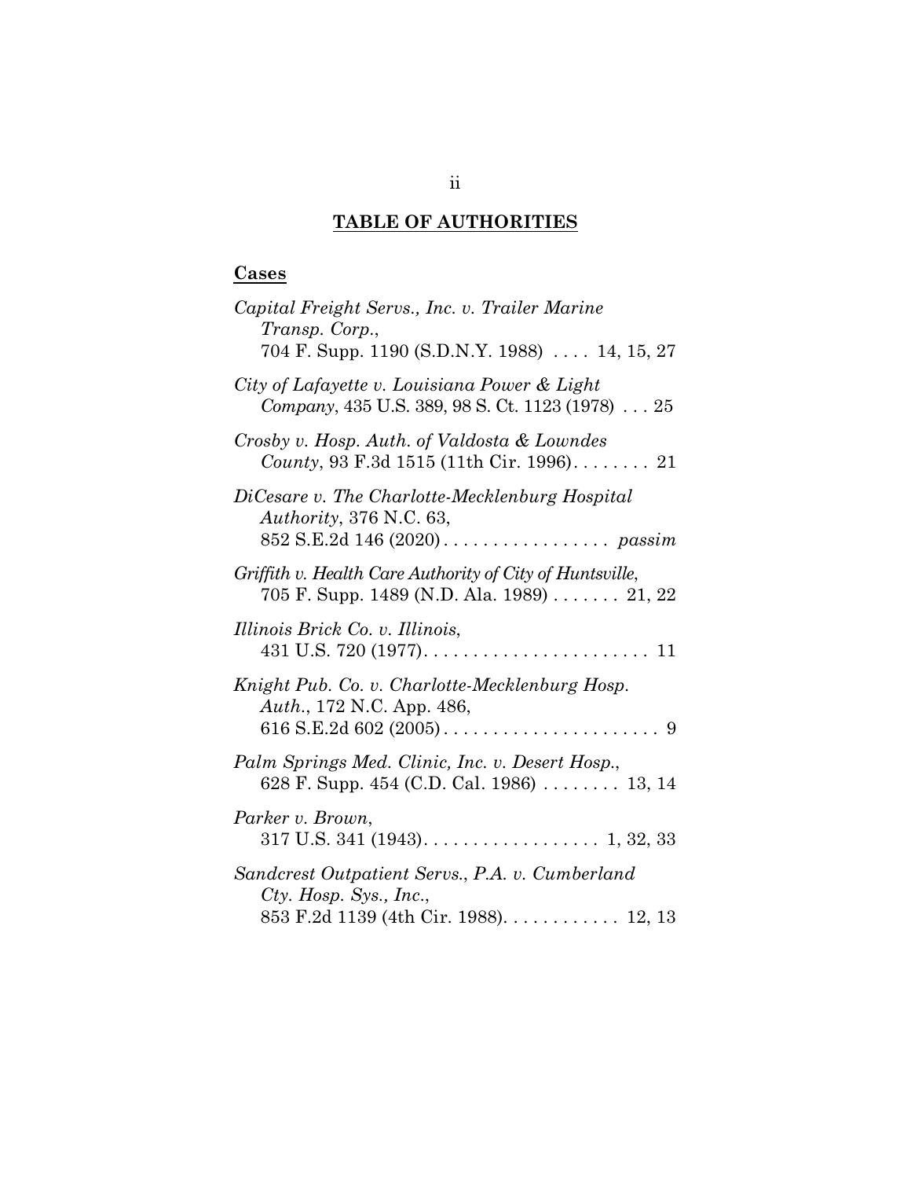## TABLE OF AUTHORITIES

### Cases

*Capital Freight Servs., Inc. v. Trailer Marine Transp. Corp.*, 704 F. Supp. 1190 (S.D.N.Y. 1988) .... 14, 15, 27

*City of Lafayette v. Louisiana Power & Light Company*, 435 U.S. 389, 98 S. Ct. 1123 (1978) ... 25

*Crosby v. Hosp. Auth. of Valdosta & Lowndes County*, 93 F.3d 1515 (11th Cir. 1996)........ 21

*DiCesare v. The Charlotte-Mecklenburg Hospital Authority*, 376 N.C. 63, 852 S.E.2d 146 (2020)................. *passim*

*Griffith v. Health Care Authority of City of Huntsville*, 705 F. Supp. 1489 (N.D. Ala. 1989) ....... 21, 22

*Illinois Brick Co. v. Illinois*, 431 U.S. 720 (1977)....................... 11

*Knight Pub. Co. v. Charlotte-Mecklenburg Hosp. Auth.*, 172 N.C. App. 486, 616 S.E.2d 602 (2005)...................... 9

*Palm Springs Med. Clinic, Inc. v. Desert Hosp.*, 628 F. Supp. 454 (C.D. Cal. 1986) ........ 13, 14

*Parker v. Brown*, 317 U.S. 341 (1943).................. 1, 32, 33

*Sandcrest Outpatient Servs., P.A. v. Cumberland Cty. Hosp. Sys., Inc.*, 853 F.2d 1139 (4th Cir. 1988)............ 12, 13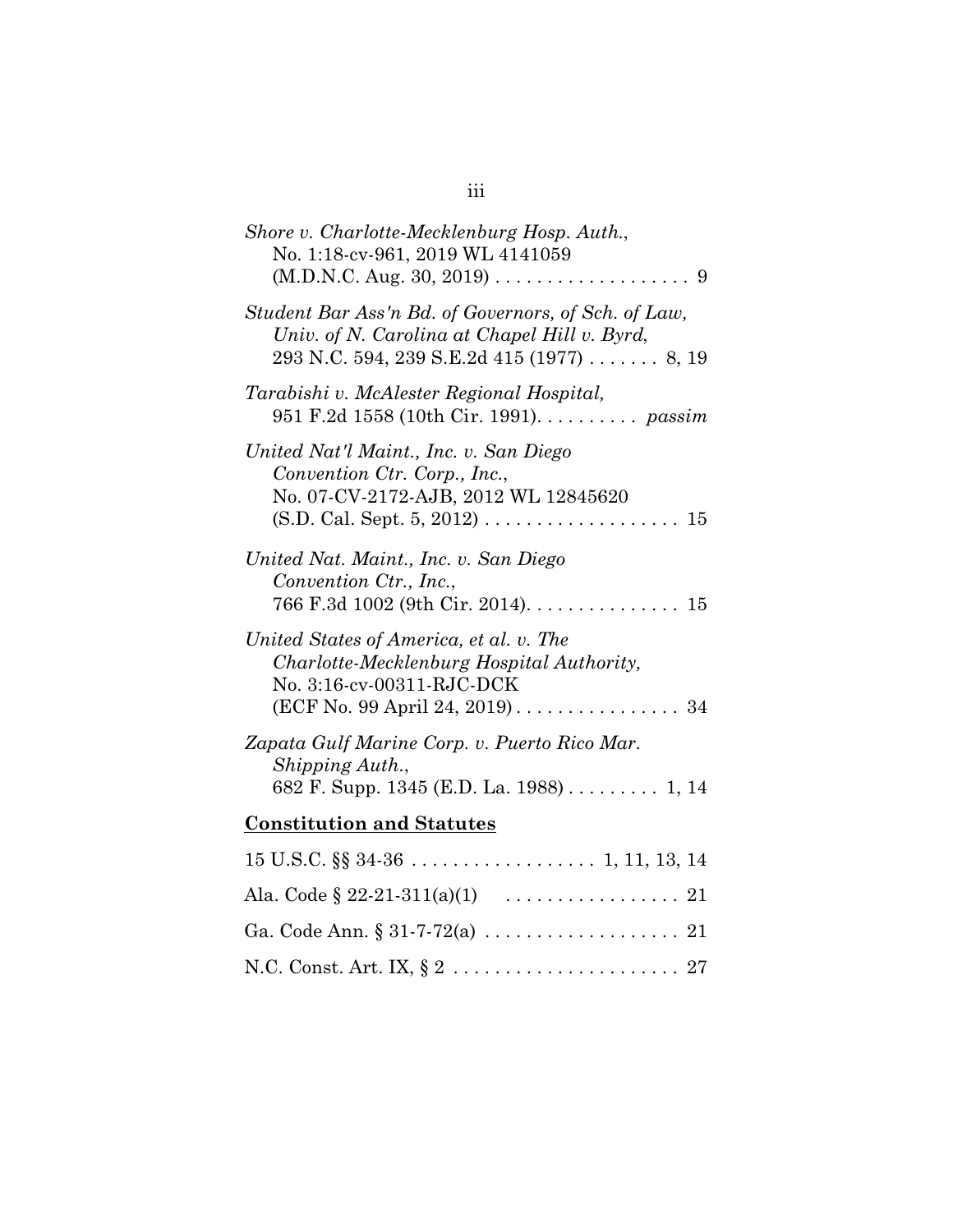*Shore v. Charlotte-Mecklenburg Hosp. Auth.*, No. 1:18-cv-961, 2019 WL 4141059 (M.D.N.C. Aug. 30, 2019) . . . . . . . . . . . . . . . . . . . 9

*Student Bar Ass'n Bd. of Governors, of Sch. of Law, Univ. of N. Carolina at Chapel Hill v. Byrd*, 293 N.C. 594, 239 S.E.2d 415 (1977) . . . . . . . 8, 19

*Tarabishi v. McAlester Regional Hospital,* 951 F.2d 1558 (10th Cir. 1991). . . . . . . . . . *passim*

*United Nat'l Maint., Inc. v. San Diego Convention Ctr. Corp., Inc.*, No. 07-CV-2172-AJB, 2012 WL 12845620 (S.D. Cal. Sept. 5, 2012) . . . . . . . . . . . . . . . . . . . 15

*United Nat. Maint., Inc. v. San Diego Convention Ctr., Inc.*, 766 F.3d 1002 (9th Cir. 2014). . . . . . . . . . . . . . . 15

*United States of America, et al. v. The Charlotte-Mecklenburg Hospital Authority,* No. 3:16-cv-00311-RJC-DCK (ECF No. 99 April 24, 2019) . . . . . . . . . . . . . . . . 34

*Zapata Gulf Marine Corp. v. Puerto Rico Mar. Shipping Auth.*, 682 F. Supp. 1345 (E.D. La. 1988) . . . . . . . . . 1, 14

**Constitution and Statutes**

15 U.S.C. §§ 34-36 . . . . . . . . . . . . . . . . . . 1, 11, 13, 14

Ala. Code § 22-21-311(a)(1) . . . . . . . . . . . . . . . . . 21

Ga. Code Ann. § 31-7-72(a) . . . . . . . . . . . . . . . . . . 21

N.C. Const. Art. IX, § 2 . . . . . . . . . . . . . . . . . . . . . . 27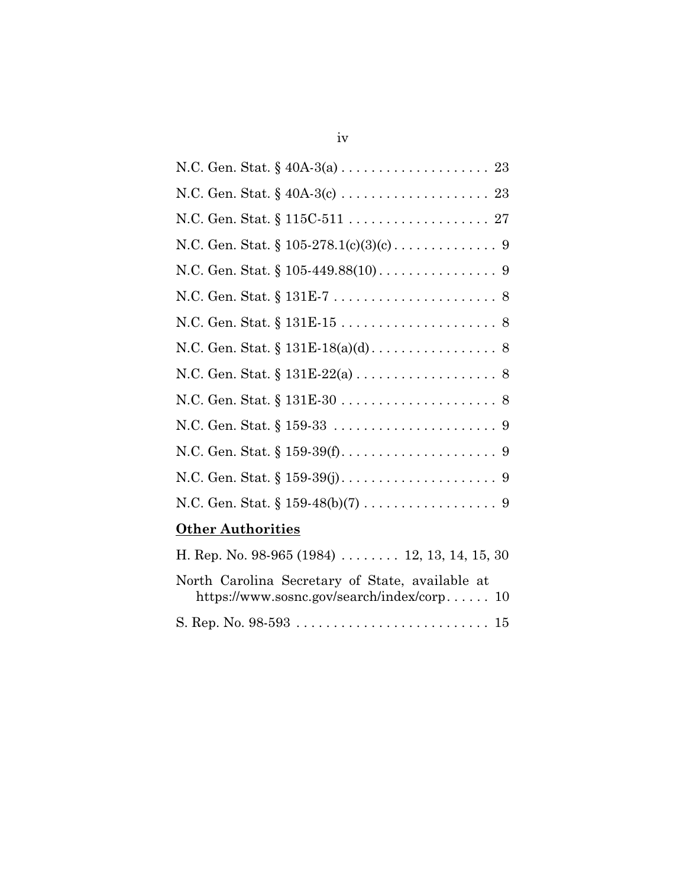N.C. Gen. Stat. § 40A-3(a) .................... 23

N.C. Gen. Stat. § 40A-3(c) .................... 23

N.C. Gen. Stat. § 115C-511 ................... 27

N.C. Gen. Stat. § 105-278.1(c)(3)(c) .............. 9

N.C. Gen. Stat. § 105-449.88(10) ................ 9

N.C. Gen. Stat. § 131E-7 ...................... 8

N.C. Gen. Stat. § 131E-15 ..................... 8

N.C. Gen. Stat. § 131E-18(a)(d) ................. 8

N.C. Gen. Stat. § 131E-22(a) ................... 8

N.C. Gen. Stat. § 131E-30 ..................... 8

N.C. Gen. Stat. § 159-33 ...................... 9

N.C. Gen. Stat. § 159-39(f) ..................... 9

N.C. Gen. Stat. § 159-39(j) ..................... 9

N.C. Gen. Stat. § 159-48(b)(7) .................. 9

**Other Authorities**

H. Rep. No. 98-965 (1984) ........ 12, 13, 14, 15, 30

North Carolina Secretary of State, available at https://www.sosnc.gov/search/index/corp...... 10

S. Rep. No. 98-593 .......................... 15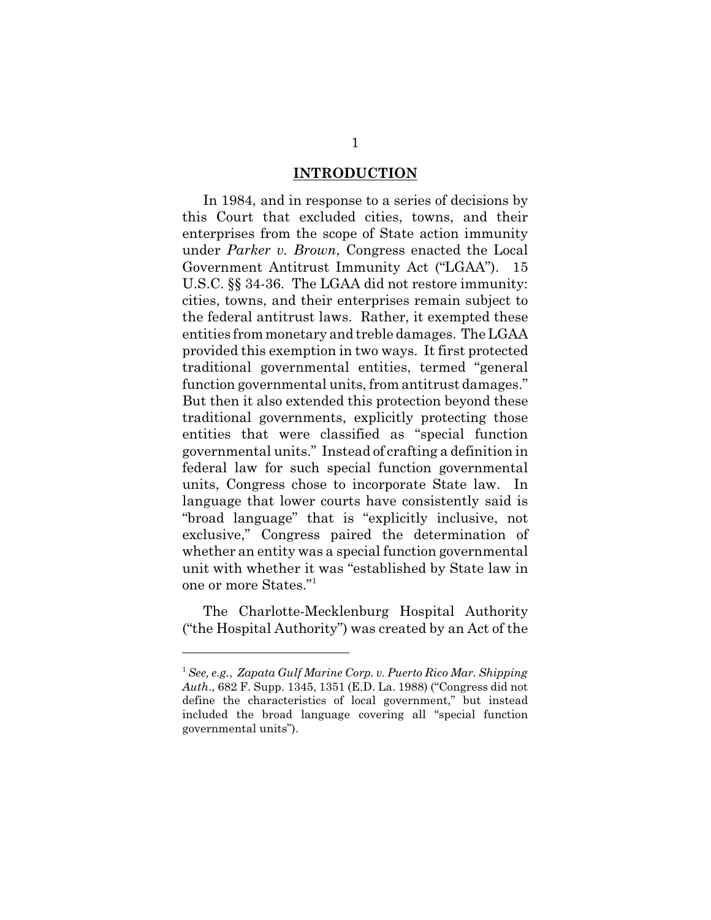## INTRODUCTION

In 1984, and in response to a series of decisions by this Court that excluded cities, towns, and their enterprises from the scope of State action immunity under *Parker v. Brown*, Congress enacted the Local Government Antitrust Immunity Act ("LGAA"). 15 U.S.C. §§ 34-36. The LGAA did not restore immunity: cities, towns, and their enterprises remain subject to the federal antitrust laws. Rather, it exempted these entities from monetary and treble damages. The LGAA provided this exemption in two ways. It first protected traditional governmental entities, termed "general function governmental units, from antitrust damages." But then it also extended this protection beyond these traditional governments, explicitly protecting those entities that were classified as "special function governmental units." Instead of crafting a definition in federal law for such special function governmental units, Congress chose to incorporate State law. In language that lower courts have consistently said is "broad language" that is "explicitly inclusive, not exclusive," Congress paired the determination of whether an entity was a special function governmental unit with whether it was "established by State law in one or more States."[1]

The Charlotte-Mecklenburg Hospital Authority ("the Hospital Authority") was created by an Act of the

---

[1] *See, e.g.*, *Zapata Gulf Marine Corp. v. Puerto Rico Mar. Shipping Auth.*, 682 F. Supp. 1345, 1351 (E.D. La. 1988) ("Congress did not define the characteristics of local government," but instead included the broad language covering all "special function governmental units").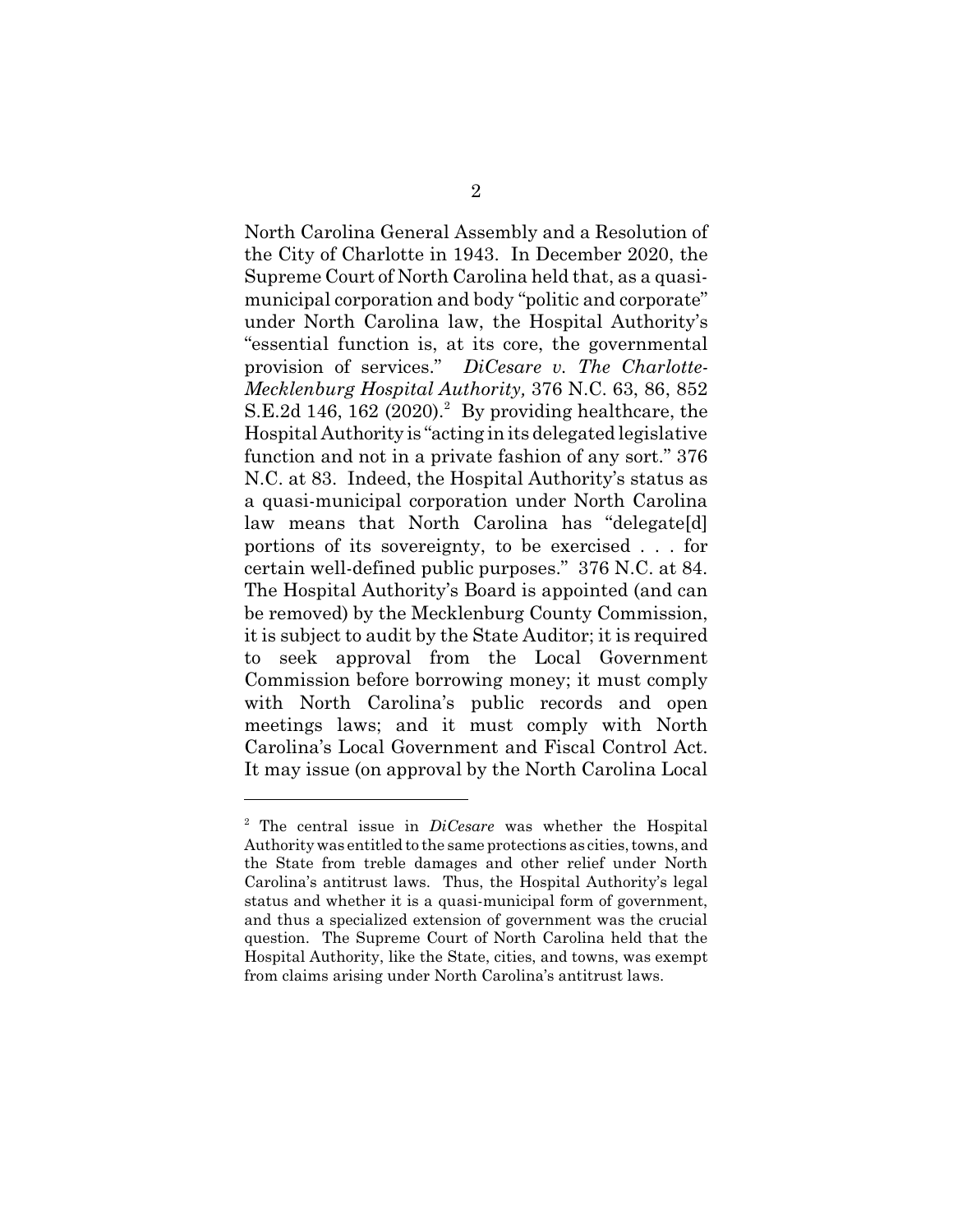North Carolina General Assembly and a Resolution of the City of Charlotte in 1943. In December 2020, the Supreme Court of North Carolina held that, as a quasi-municipal corporation and body "politic and corporate" under North Carolina law, the Hospital Authority's "essential function is, at its core, the governmental provision of services." *DiCesare v. The Charlotte-Mecklenburg Hospital Authority,* 376 N.C. 63, 86, 852 S.E.2d 146, 162 (2020).[2] By providing healthcare, the Hospital Authority is "acting in its delegated legislative function and not in a private fashion of any sort." 376 N.C. at 83. Indeed, the Hospital Authority's status as a quasi-municipal corporation under North Carolina law means that North Carolina has "delegate[d] portions of its sovereignty, to be exercised . . . for certain well-defined public purposes." 376 N.C. at 84. The Hospital Authority's Board is appointed (and can be removed) by the Mecklenburg County Commission, it is subject to audit by the State Auditor; it is required to seek approval from the Local Government Commission before borrowing money; it must comply with North Carolina's public records and open meetings laws; and it must comply with North Carolina's Local Government and Fiscal Control Act. It may issue (on approval by the North Carolina Local

---

[2] The central issue in *DiCesare* was whether the Hospital Authority was entitled to the same protections as cities, towns, and the State from treble damages and other relief under North Carolina's antitrust laws. Thus, the Hospital Authority's legal status and whether it is a quasi-municipal form of government, and thus a specialized extension of government was the crucial question. The Supreme Court of North Carolina held that the Hospital Authority, like the State, cities, and towns, was exempt from claims arising under North Carolina's antitrust laws.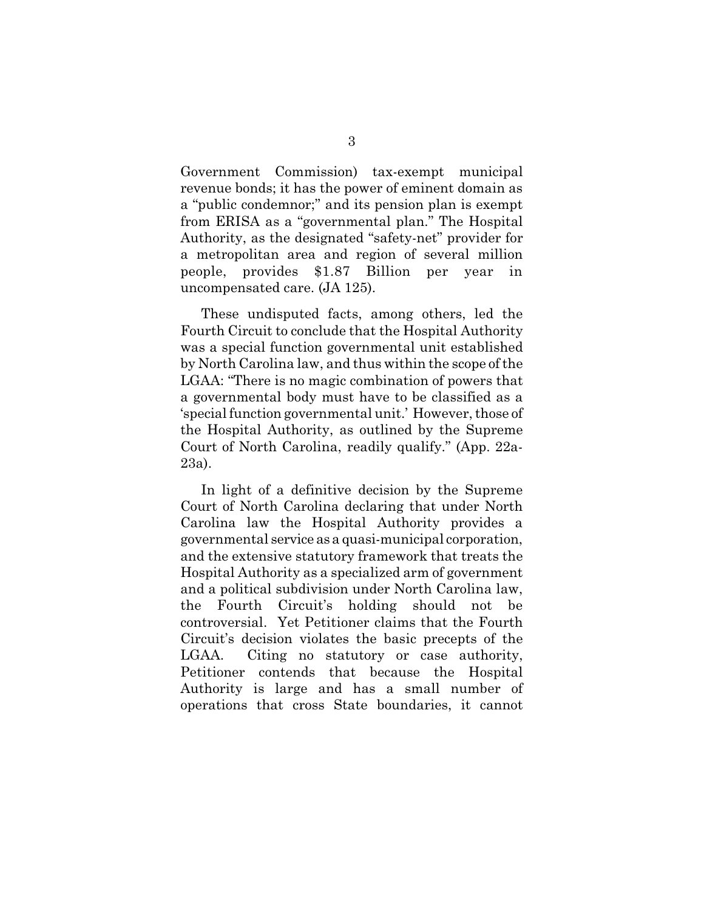Government Commission) tax-exempt municipal revenue bonds; it has the power of eminent domain as a "public condemnor;" and its pension plan is exempt from ERISA as a "governmental plan." The Hospital Authority, as the designated "safety-net" provider for a metropolitan area and region of several million people, provides $1.87 Billion per year in uncompensated care. (JA 125).

These undisputed facts, among others, led the Fourth Circuit to conclude that the Hospital Authority was a special function governmental unit established by North Carolina law, and thus within the scope of the LGAA: "There is no magic combination of powers that a governmental body must have to be classified as a 'special function governmental unit.' However, those of the Hospital Authority, as outlined by the Supreme Court of North Carolina, readily qualify." (App. 22a-23a).

In light of a definitive decision by the Supreme Court of North Carolina declaring that under North Carolina law the Hospital Authority provides a governmental service as a quasi-municipal corporation, and the extensive statutory framework that treats the Hospital Authority as a specialized arm of government and a political subdivision under North Carolina law, the Fourth Circuit's holding should not be controversial. Yet Petitioner claims that the Fourth Circuit's decision violates the basic precepts of the LGAA. Citing no statutory or case authority, Petitioner contends that because the Hospital Authority is large and has a small number of operations that cross State boundaries, it cannot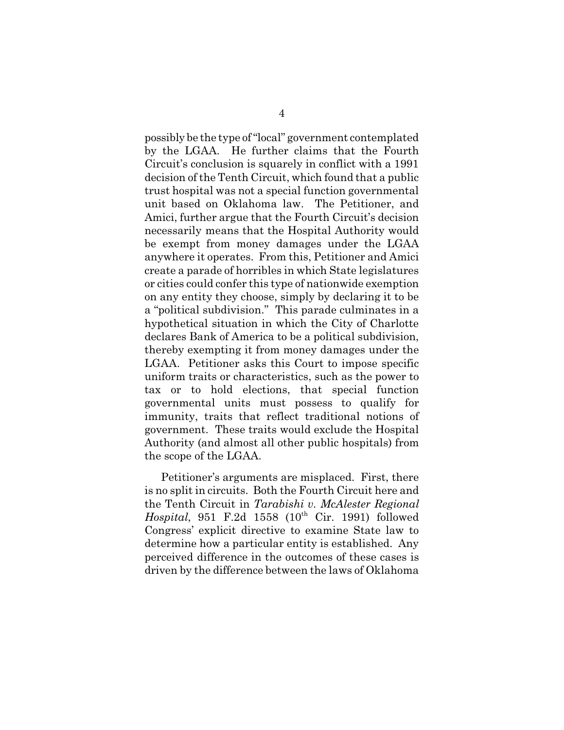possibly be the type of "local" government contemplated by the LGAA. He further claims that the Fourth Circuit's conclusion is squarely in conflict with a 1991 decision of the Tenth Circuit, which found that a public trust hospital was not a special function governmental unit based on Oklahoma law. The Petitioner, and Amici, further argue that the Fourth Circuit's decision necessarily means that the Hospital Authority would be exempt from money damages under the LGAA anywhere it operates. From this, Petitioner and Amici create a parade of horribles in which State legislatures or cities could confer this type of nationwide exemption on any entity they choose, simply by declaring it to be a "political subdivision." This parade culminates in a hypothetical situation in which the City of Charlotte declares Bank of America to be a political subdivision, thereby exempting it from money damages under the LGAA. Petitioner asks this Court to impose specific uniform traits or characteristics, such as the power to tax or to hold elections, that special function governmental units must possess to qualify for immunity, traits that reflect traditional notions of government. These traits would exclude the Hospital Authority (and almost all other public hospitals) from the scope of the LGAA.

Petitioner's arguments are misplaced. First, there is no split in circuits. Both the Fourth Circuit here and the Tenth Circuit in *Tarabishi v. McAlester Regional Hospital*, 951 F.2d 1558 (10th Cir. 1991) followed Congress' explicit directive to examine State law to determine how a particular entity is established. Any perceived difference in the outcomes of these cases is driven by the difference between the laws of Oklahoma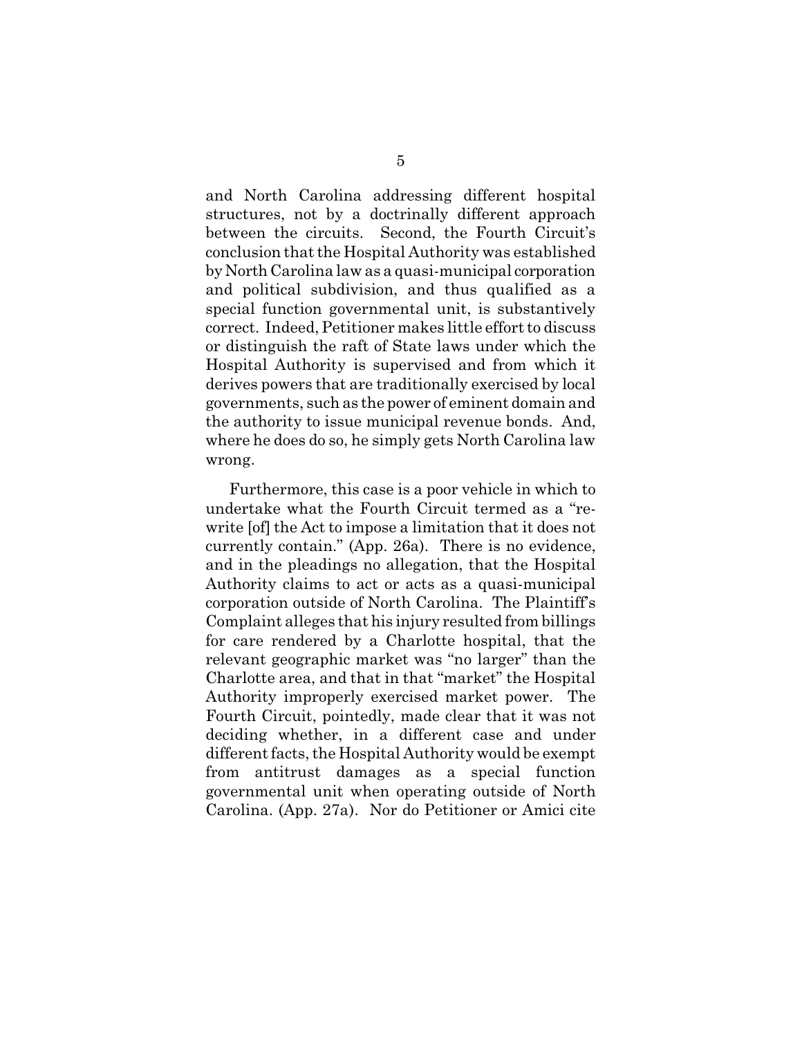and North Carolina addressing different hospital structures, not by a doctrinally different approach between the circuits. Second, the Fourth Circuit's conclusion that the Hospital Authority was established by North Carolina law as a quasi-municipal corporation and political subdivision, and thus qualified as a special function governmental unit, is substantively correct. Indeed, Petitioner makes little effort to discuss or distinguish the raft of State laws under which the Hospital Authority is supervised and from which it derives powers that are traditionally exercised by local governments, such as the power of eminent domain and the authority to issue municipal revenue bonds. And, where he does do so, he simply gets North Carolina law wrong.

Furthermore, this case is a poor vehicle in which to undertake what the Fourth Circuit termed as a "re-write [of] the Act to impose a limitation that it does not currently contain." (App. 26a). There is no evidence, and in the pleadings no allegation, that the Hospital Authority claims to act or acts as a quasi-municipal corporation outside of North Carolina. The Plaintiff's Complaint alleges that his injury resulted from billings for care rendered by a Charlotte hospital, that the relevant geographic market was "no larger" than the Charlotte area, and that in that "market" the Hospital Authority improperly exercised market power. The Fourth Circuit, pointedly, made clear that it was not deciding whether, in a different case and under different facts, the Hospital Authority would be exempt from antitrust damages as a special function governmental unit when operating outside of North Carolina. (App. 27a). Nor do Petitioner or Amici cite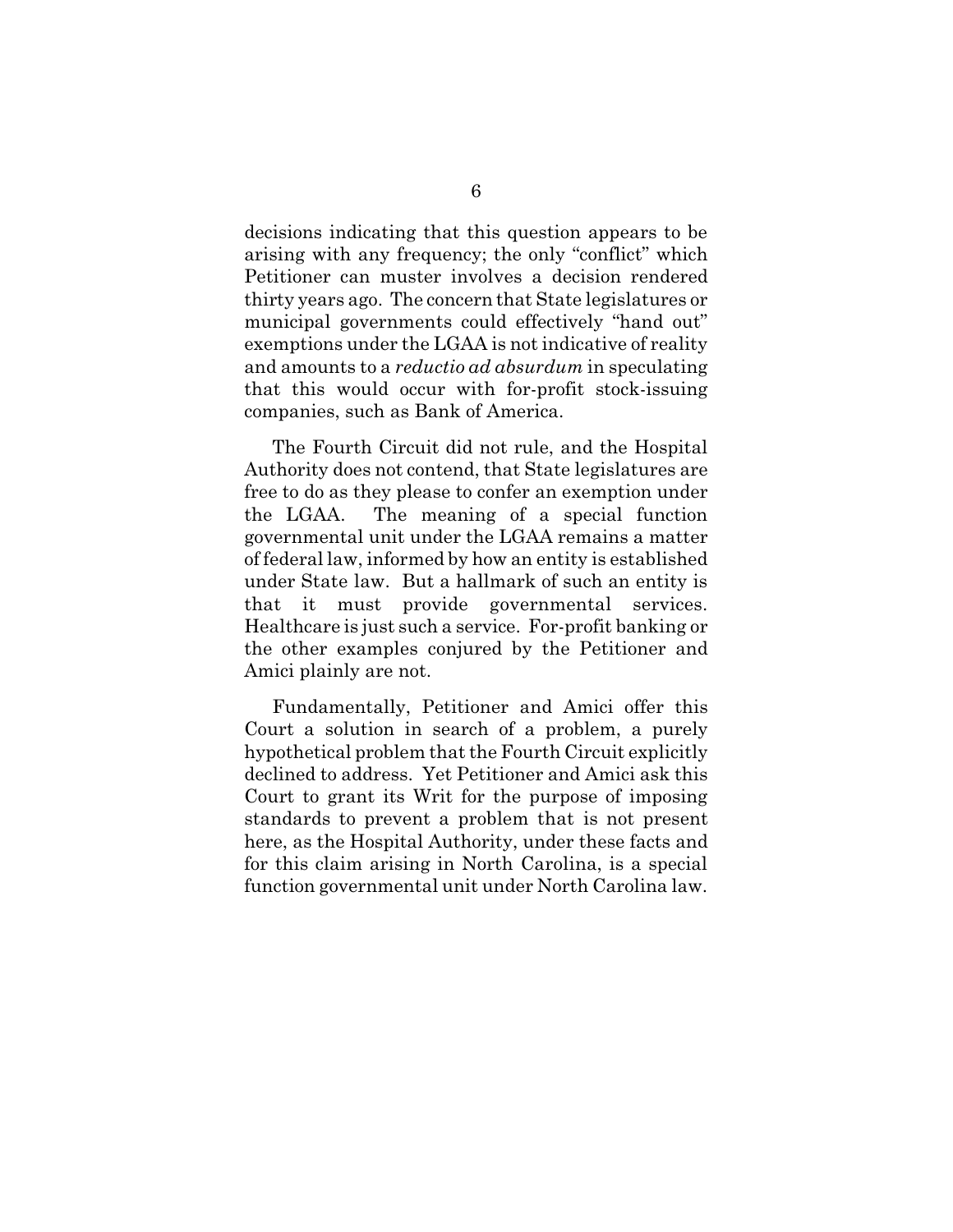decisions indicating that this question appears to be arising with any frequency; the only "conflict" which Petitioner can muster involves a decision rendered thirty years ago. The concern that State legislatures or municipal governments could effectively "hand out" exemptions under the LGAA is not indicative of reality and amounts to a *reductio ad absurdum* in speculating that this would occur with for-profit stock-issuing companies, such as Bank of America.

The Fourth Circuit did not rule, and the Hospital Authority does not contend, that State legislatures are free to do as they please to confer an exemption under the LGAA. The meaning of a special function governmental unit under the LGAA remains a matter of federal law, informed by how an entity is established under State law. But a hallmark of such an entity is that it must provide governmental services. Healthcare is just such a service. For-profit banking or the other examples conjured by the Petitioner and Amici plainly are not.

Fundamentally, Petitioner and Amici offer this Court a solution in search of a problem, a purely hypothetical problem that the Fourth Circuit explicitly declined to address. Yet Petitioner and Amici ask this Court to grant its Writ for the purpose of imposing standards to prevent a problem that is not present here, as the Hospital Authority, under these facts and for this claim arising in North Carolina, is a special function governmental unit under North Carolina law.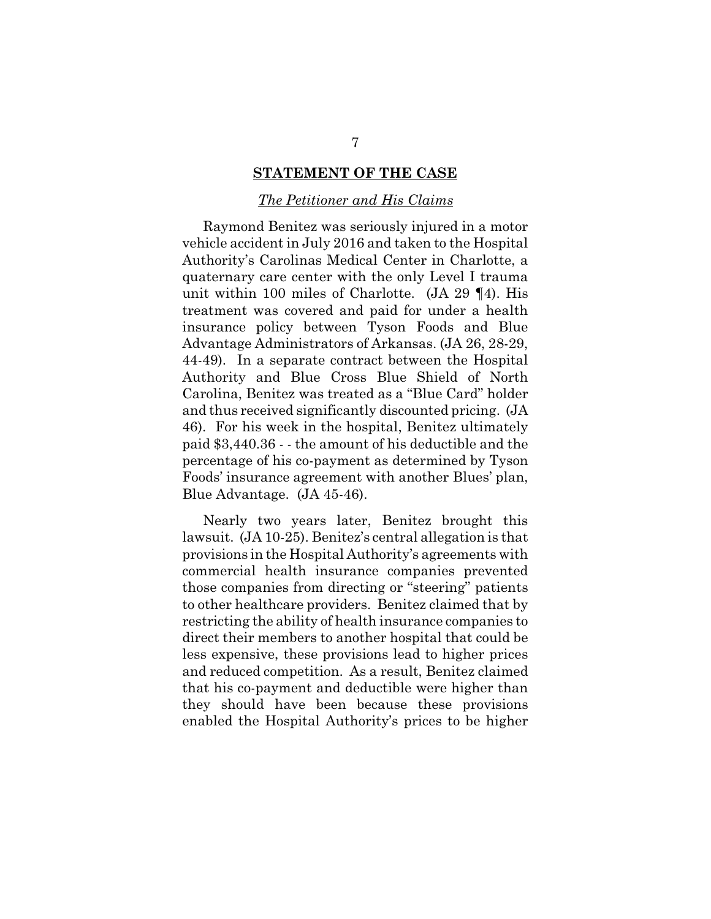## STATEMENT OF THE CASE

### *The Petitioner and His Claims*

Raymond Benitez was seriously injured in a motor vehicle accident in July 2016 and taken to the Hospital Authority's Carolinas Medical Center in Charlotte, a quaternary care center with the only Level I trauma unit within 100 miles of Charlotte. (JA 29 ¶4). His treatment was covered and paid for under a health insurance policy between Tyson Foods and Blue Advantage Administrators of Arkansas. (JA 26, 28-29, 44-49). In a separate contract between the Hospital Authority and Blue Cross Blue Shield of North Carolina, Benitez was treated as a "Blue Card" holder and thus received significantly discounted pricing. (JA 46). For his week in the hospital, Benitez ultimately paid $3,440.36 - - the amount of his deductible and the percentage of his co-payment as determined by Tyson Foods' insurance agreement with another Blues' plan, Blue Advantage. (JA 45-46).

Nearly two years later, Benitez brought this lawsuit. (JA 10-25). Benitez's central allegation is that provisions in the Hospital Authority's agreements with commercial health insurance companies prevented those companies from directing or "steering" patients to other healthcare providers. Benitez claimed that by restricting the ability of health insurance companies to direct their members to another hospital that could be less expensive, these provisions lead to higher prices and reduced competition. As a result, Benitez claimed that his co-payment and deductible were higher than they should have been because these provisions enabled the Hospital Authority's prices to be higher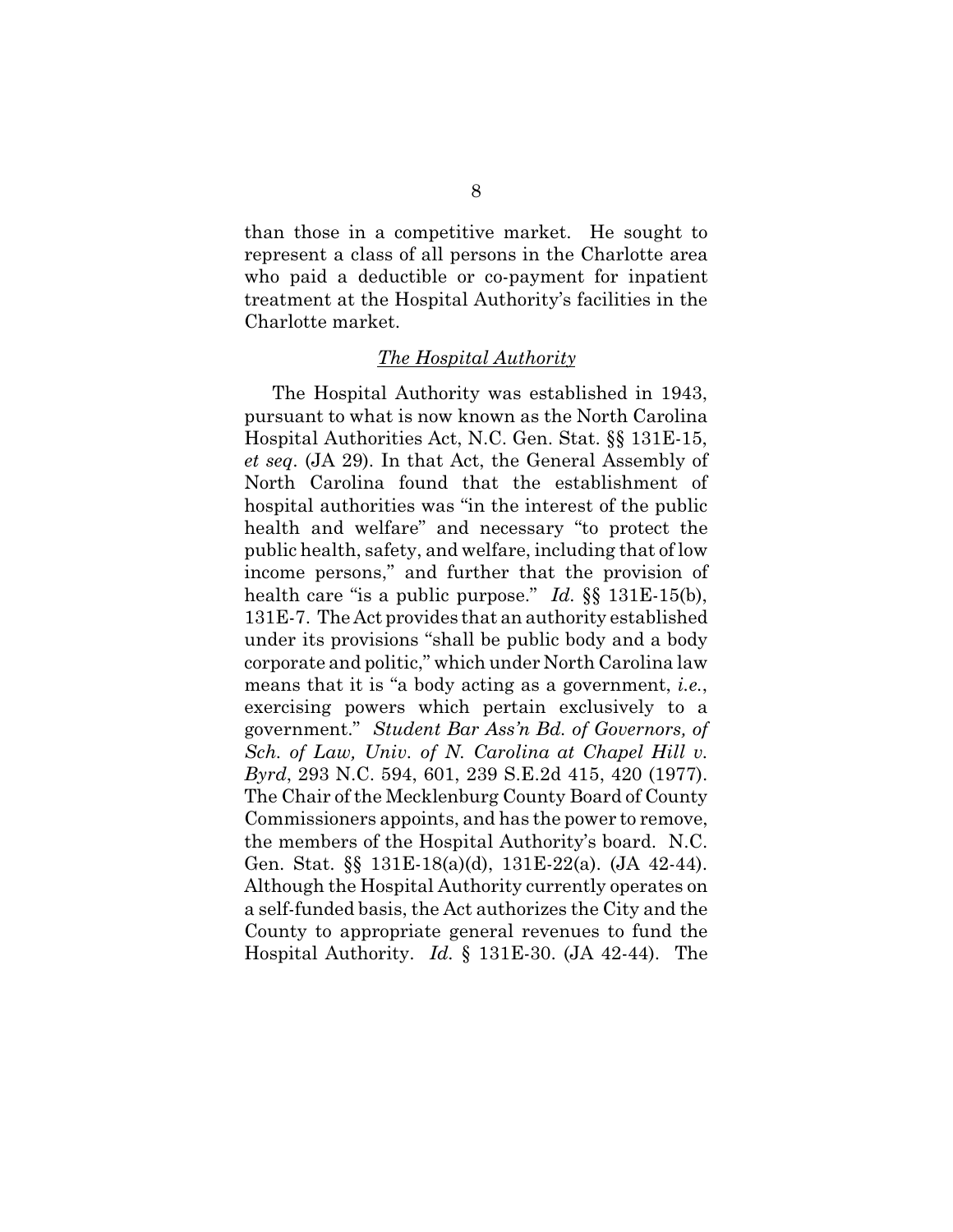than those in a competitive market. He sought to represent a class of all persons in the Charlotte area who paid a deductible or co-payment for inpatient treatment at the Hospital Authority's facilities in the Charlotte market.

*The Hospital Authority*

The Hospital Authority was established in 1943, pursuant to what is now known as the North Carolina Hospital Authorities Act, N.C. Gen. Stat. §§ 131E-15, *et seq*. (JA 29). In that Act, the General Assembly of North Carolina found that the establishment of hospital authorities was "in the interest of the public health and welfare" and necessary "to protect the public health, safety, and welfare, including that of low income persons," and further that the provision of health care "is a public purpose." *Id.* §§ 131E-15(b), 131E-7. The Act provides that an authority established under its provisions "shall be public body and a body corporate and politic," which under North Carolina law means that it is "a body acting as a government, *i.e.*, exercising powers which pertain exclusively to a government." *Student Bar Ass'n Bd. of Governors, of Sch. of Law, Univ. of N. Carolina at Chapel Hill v. Byrd*, 293 N.C. 594, 601, 239 S.E.2d 415, 420 (1977). The Chair of the Mecklenburg County Board of County Commissioners appoints, and has the power to remove, the members of the Hospital Authority's board. N.C. Gen. Stat. §§ 131E-18(a)(d), 131E-22(a). (JA 42-44). Although the Hospital Authority currently operates on a self-funded basis, the Act authorizes the City and the County to appropriate general revenues to fund the Hospital Authority. *Id.* § 131E-30. (JA 42-44). The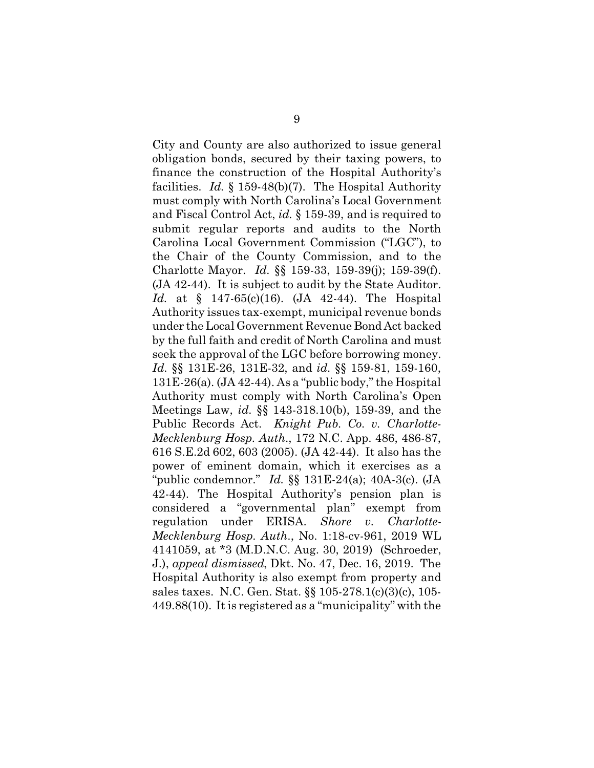City and County are also authorized to issue general obligation bonds, secured by their taxing powers, to finance the construction of the Hospital Authority's facilities. *Id.* § 159-48(b)(7). The Hospital Authority must comply with North Carolina's Local Government and Fiscal Control Act, *id.* § 159-39, and is required to submit regular reports and audits to the North Carolina Local Government Commission ("LGC"), to the Chair of the County Commission, and to the Charlotte Mayor. *Id.* §§ 159-33, 159-39(j); 159-39(f). (JA 42-44). It is subject to audit by the State Auditor. *Id.* at § 147-65(c)(16). (JA 42-44). The Hospital Authority issues tax-exempt, municipal revenue bonds under the Local Government Revenue Bond Act backed by the full faith and credit of North Carolina and must seek the approval of the LGC before borrowing money. *Id.* §§ 131E-26, 131E-32, and *id.* §§ 159-81, 159-160, 131E-26(a). (JA 42-44). As a "public body," the Hospital Authority must comply with North Carolina's Open Meetings Law, *id.* §§ 143-318.10(b), 159-39, and the Public Records Act. *Knight Pub. Co. v. Charlotte-Mecklenburg Hosp. Auth.*, 172 N.C. App. 486, 486-87, 616 S.E.2d 602, 603 (2005). (JA 42-44). It also has the power of eminent domain, which it exercises as a "public condemnor." *Id.* §§ 131E-24(a); 40A-3(c). (JA 42-44). The Hospital Authority's pension plan is considered a "governmental plan" exempt from regulation under ERISA. *Shore v. Charlotte-Mecklenburg Hosp. Auth.*, No. 1:18-cv-961, 2019 WL 4141059, at *3 (M.D.N.C. Aug. 30, 2019) (Schroeder, J.), *appeal dismissed*, Dkt. No. 47, Dec. 16, 2019. The Hospital Authority is also exempt from property and sales taxes. N.C. Gen. Stat. §§ 105-278.1(c)(3)(c), 105-449.88(10). It is registered as a "municipality" with the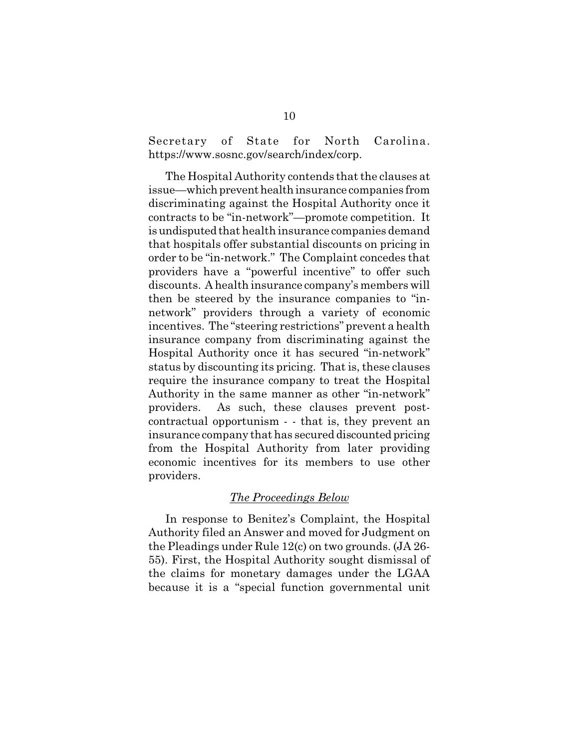Secretary of State for North Carolina. https://www.sosnc.gov/search/index/corp.

The Hospital Authority contends that the clauses at issue—which prevent health insurance companies from discriminating against the Hospital Authority once it contracts to be "in-network"—promote competition. It is undisputed that health insurance companies demand that hospitals offer substantial discounts on pricing in order to be "in-network." The Complaint concedes that providers have a "powerful incentive" to offer such discounts. A health insurance company's members will then be steered by the insurance companies to "in-network" providers through a variety of economic incentives. The "steering restrictions" prevent a health insurance company from discriminating against the Hospital Authority once it has secured "in-network" status by discounting its pricing. That is, these clauses require the insurance company to treat the Hospital Authority in the same manner as other "in-network" providers. As such, these clauses prevent post-contractual opportunism - - that is, they prevent an insurance company that has secured discounted pricing from the Hospital Authority from later providing economic incentives for its members to use other providers.

*The Proceedings Below*

In response to Benitez's Complaint, the Hospital Authority filed an Answer and moved for Judgment on the Pleadings under Rule 12(c) on two grounds. (JA 26-55). First, the Hospital Authority sought dismissal of the claims for monetary damages under the LGAA because it is a "special function governmental unit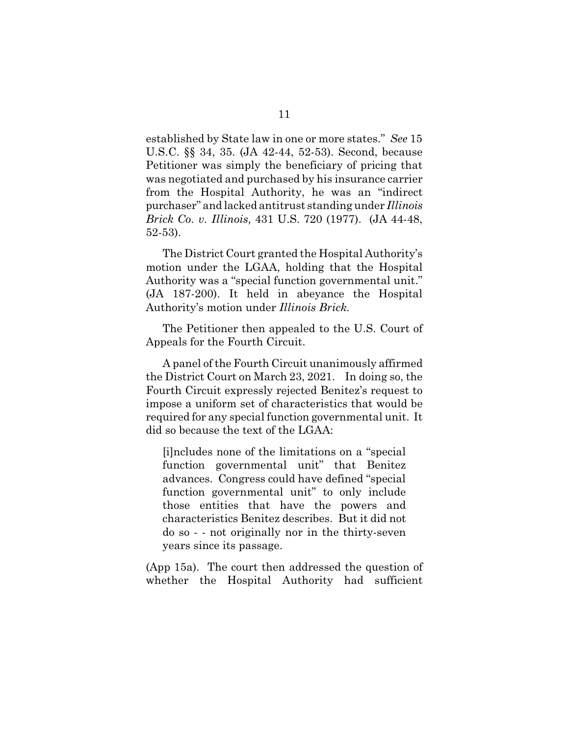established by State law in one or more states." *See* 15 U.S.C. §§ 34, 35. (JA 42-44, 52-53). Second, because Petitioner was simply the beneficiary of pricing that was negotiated and purchased by his insurance carrier from the Hospital Authority, he was an "indirect purchaser" and lacked antitrust standing under *Illinois Brick Co. v. Illinois,* 431 U.S. 720 (1977). (JA 44-48, 52-53).

The District Court granted the Hospital Authority's motion under the LGAA, holding that the Hospital Authority was a "special function governmental unit." (JA 187-200). It held in abeyance the Hospital Authority's motion under *Illinois Brick.*

The Petitioner then appealed to the U.S. Court of Appeals for the Fourth Circuit.

A panel of the Fourth Circuit unanimously affirmed the District Court on March 23, 2021. In doing so, the Fourth Circuit expressly rejected Benitez's request to impose a uniform set of characteristics that would be required for any special function governmental unit. It did so because the text of the LGAA:

> [i]ncludes none of the limitations on a "special function governmental unit" that Benitez advances. Congress could have defined "special function governmental unit" to only include those entities that have the powers and characteristics Benitez describes. But it did not do so - - not originally nor in the thirty-seven years since its passage.

(App 15a). The court then addressed the question of whether the Hospital Authority had sufficient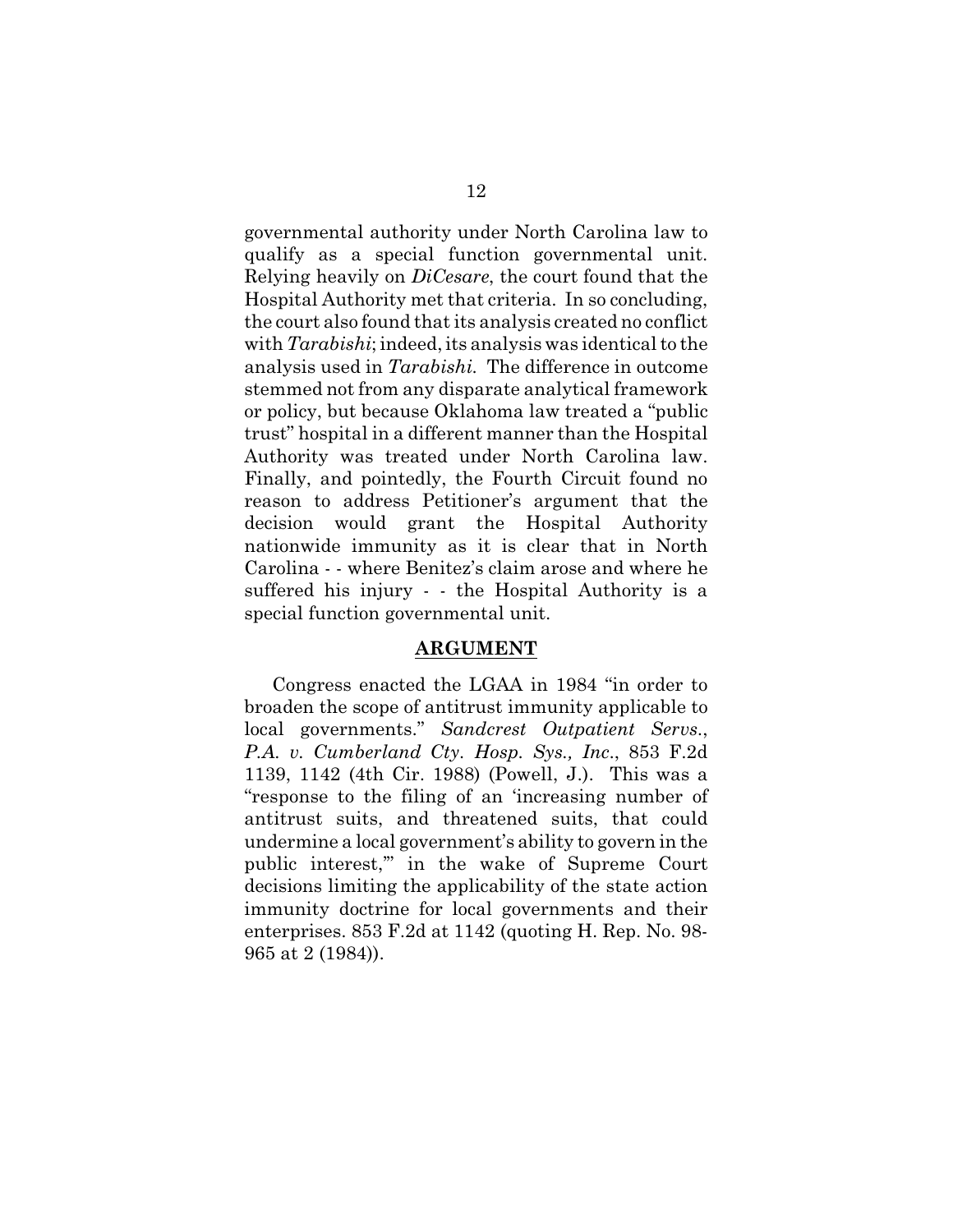governmental authority under North Carolina law to qualify as a special function governmental unit. Relying heavily on *DiCesare*, the court found that the Hospital Authority met that criteria. In so concluding, the court also found that its analysis created no conflict with *Tarabishi*; indeed, its analysis was identical to the analysis used in *Tarabishi*. The difference in outcome stemmed not from any disparate analytical framework or policy, but because Oklahoma law treated a "public trust" hospital in a different manner than the Hospital Authority was treated under North Carolina law. Finally, and pointedly, the Fourth Circuit found no reason to address Petitioner's argument that the decision would grant the Hospital Authority nationwide immunity as it is clear that in North Carolina - - where Benitez's claim arose and where he suffered his injury - - the Hospital Authority is a special function governmental unit.

## ARGUMENT

Congress enacted the LGAA in 1984 "in order to broaden the scope of antitrust immunity applicable to local governments." *Sandcrest Outpatient Servs., P.A. v. Cumberland Cty. Hosp. Sys., Inc.*, 853 F.2d 1139, 1142 (4th Cir. 1988) (Powell, J.). This was a "response to the filing of an 'increasing number of antitrust suits, and threatened suits, that could undermine a local government's ability to govern in the public interest,'" in the wake of Supreme Court decisions limiting the applicability of the state action immunity doctrine for local governments and their enterprises. 853 F.2d at 1142 (quoting H. Rep. No. 98-965 at 2 (1984)).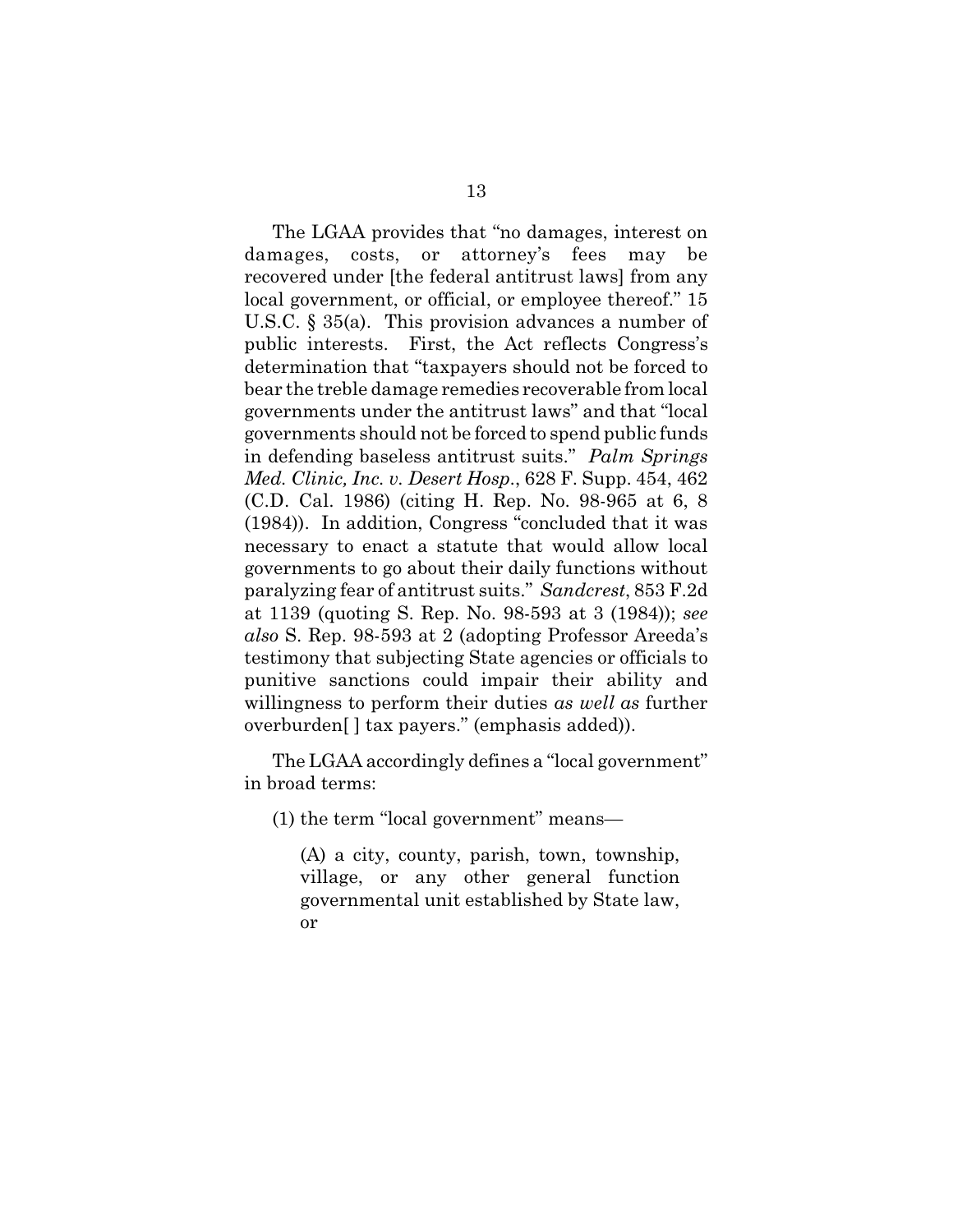The LGAA provides that "no damages, interest on damages, costs, or attorney's fees may be recovered under [the federal antitrust laws] from any local government, or official, or employee thereof." 15 U.S.C. § 35(a). This provision advances a number of public interests. First, the Act reflects Congress's determination that "taxpayers should not be forced to bear the treble damage remedies recoverable from local governments under the antitrust laws" and that "local governments should not be forced to spend public funds in defending baseless antitrust suits." *Palm Springs Med. Clinic, Inc. v. Desert Hosp.*, 628 F. Supp. 454, 462 (C.D. Cal. 1986) (citing H. Rep. No. 98-965 at 6, 8 (1984)). In addition, Congress "concluded that it was necessary to enact a statute that would allow local governments to go about their daily functions without paralyzing fear of antitrust suits." *Sandcrest*, 853 F.2d at 1139 (quoting S. Rep. No. 98-593 at 3 (1984)); *see also* S. Rep. 98-593 at 2 (adopting Professor Areeda's testimony that subjecting State agencies or officials to punitive sanctions could impair their ability and willingness to perform their duties *as well as* further overburden[ ] tax payers." (emphasis added)).

The LGAA accordingly defines a "local government" in broad terms:

> (1) the term "local government" means—
>
> > (A) a city, county, parish, town, township, village, or any other general function governmental unit established by State law, or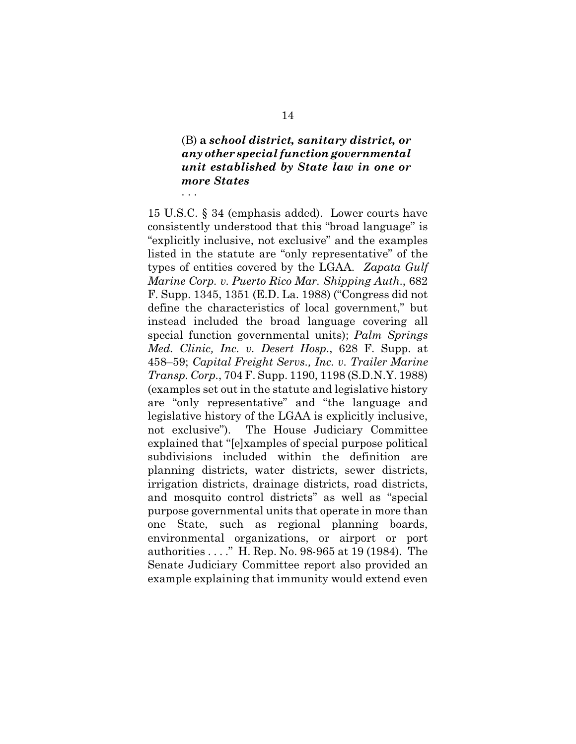> (B) a ***school district, sanitary district, or any other special function governmental unit established by State law in one or more States***
>
> . . .

15 U.S.C. § 34 (emphasis added). Lower courts have consistently understood that this "broad language" is "explicitly inclusive, not exclusive" and the examples listed in the statute are "only representative" of the types of entities covered by the LGAA. *Zapata Gulf Marine Corp. v. Puerto Rico Mar. Shipping Auth.*, 682 F. Supp. 1345, 1351 (E.D. La. 1988) ("Congress did not define the characteristics of local government," but instead included the broad language covering all special function governmental units); *Palm Springs Med. Clinic, Inc. v. Desert Hosp.*, 628 F. Supp. at 458–59; *Capital Freight Servs., Inc. v. Trailer Marine Transp. Corp.*, 704 F. Supp. 1190, 1198 (S.D.N.Y. 1988) (examples set out in the statute and legislative history are "only representative" and "the language and legislative history of the LGAA is explicitly inclusive, not exclusive"). The House Judiciary Committee explained that "[e]xamples of special purpose political subdivisions included within the definition are planning districts, water districts, sewer districts, irrigation districts, drainage districts, road districts, and mosquito control districts" as well as "special purpose governmental units that operate in more than one State, such as regional planning boards, environmental organizations, or airport or port authorities . . . ." H. Rep. No. 98-965 at 19 (1984). The Senate Judiciary Committee report also provided an example explaining that immunity would extend even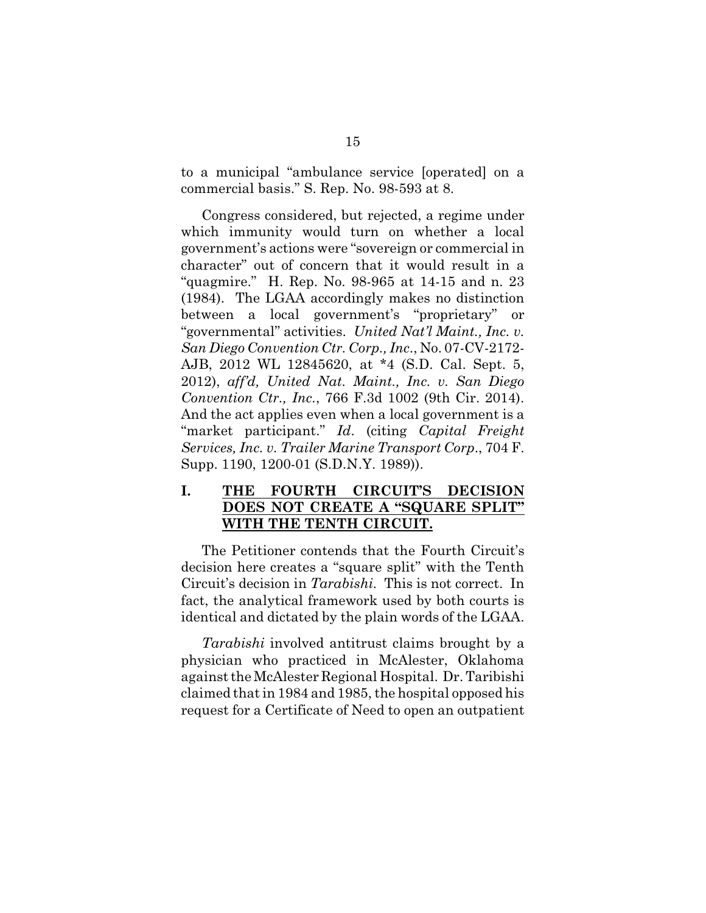to a municipal "ambulance service [operated] on a commercial basis." S. Rep. No. 98-593 at 8.

Congress considered, but rejected, a regime under which immunity would turn on whether a local government's actions were "sovereign or commercial in character" out of concern that it would result in a "quagmire." H. Rep. No. 98-965 at 14-15 and n. 23 (1984). The LGAA accordingly makes no distinction between a local government's "proprietary" or "governmental" activities. *United Nat'l Maint., Inc. v. San Diego Convention Ctr. Corp., Inc.*, No. 07-CV-2172-AJB, 2012 WL 12845620, at *4 (S.D. Cal. Sept. 5, 2012), *aff'd, United Nat. Maint., Inc. v. San Diego Convention Ctr., Inc.*, 766 F.3d 1002 (9th Cir. 2014). And the act applies even when a local government is a "market participant." *Id*. (citing *Capital Freight Services, Inc. v. Trailer Marine Transport Corp*., 704 F. Supp. 1190, 1200-01 (S.D.N.Y. 1989)).

## I. <u>THE FOURTH CIRCUIT'S DECISION DOES NOT CREATE A "SQUARE SPLIT" WITH THE TENTH CIRCUIT.</u>

The Petitioner contends that the Fourth Circuit's decision here creates a "square split" with the Tenth Circuit's decision in *Tarabishi*. This is not correct. In fact, the analytical framework used by both courts is identical and dictated by the plain words of the LGAA.

*Tarabishi* involved antitrust claims brought by a physician who practiced in McAlester, Oklahoma against the McAlester Regional Hospital. Dr. Taribishi claimed that in 1984 and 1985, the hospital opposed his request for a Certificate of Need to open an outpatient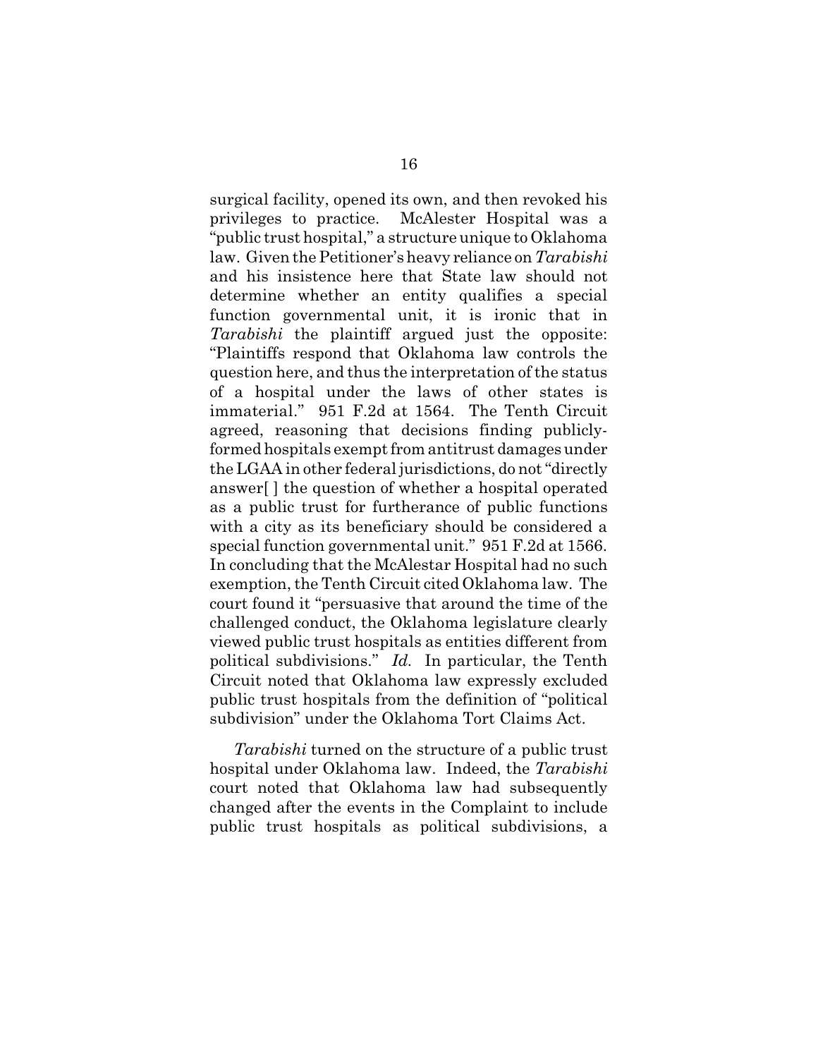surgical facility, opened its own, and then revoked his privileges to practice. McAlester Hospital was a "public trust hospital," a structure unique to Oklahoma law. Given the Petitioner's heavy reliance on *Tarabishi* and his insistence here that State law should not determine whether an entity qualifies a special function governmental unit, it is ironic that in *Tarabishi* the plaintiff argued just the opposite: "Plaintiffs respond that Oklahoma law controls the question here, and thus the interpretation of the status of a hospital under the laws of other states is immaterial." 951 F.2d at 1564. The Tenth Circuit agreed, reasoning that decisions finding publicly-formed hospitals exempt from antitrust damages under the LGAA in other federal jurisdictions, do not "directly answer[ ] the question of whether a hospital operated as a public trust for furtherance of public functions with a city as its beneficiary should be considered a special function governmental unit." 951 F.2d at 1566. In concluding that the McAlestar Hospital had no such exemption, the Tenth Circuit cited Oklahoma law. The court found it "persuasive that around the time of the challenged conduct, the Oklahoma legislature clearly viewed public trust hospitals as entities different from political subdivisions." *Id.* In particular, the Tenth Circuit noted that Oklahoma law expressly excluded public trust hospitals from the definition of "political subdivision" under the Oklahoma Tort Claims Act.

*Tarabishi* turned on the structure of a public trust hospital under Oklahoma law. Indeed, the *Tarabishi* court noted that Oklahoma law had subsequently changed after the events in the Complaint to include public trust hospitals as political subdivisions, a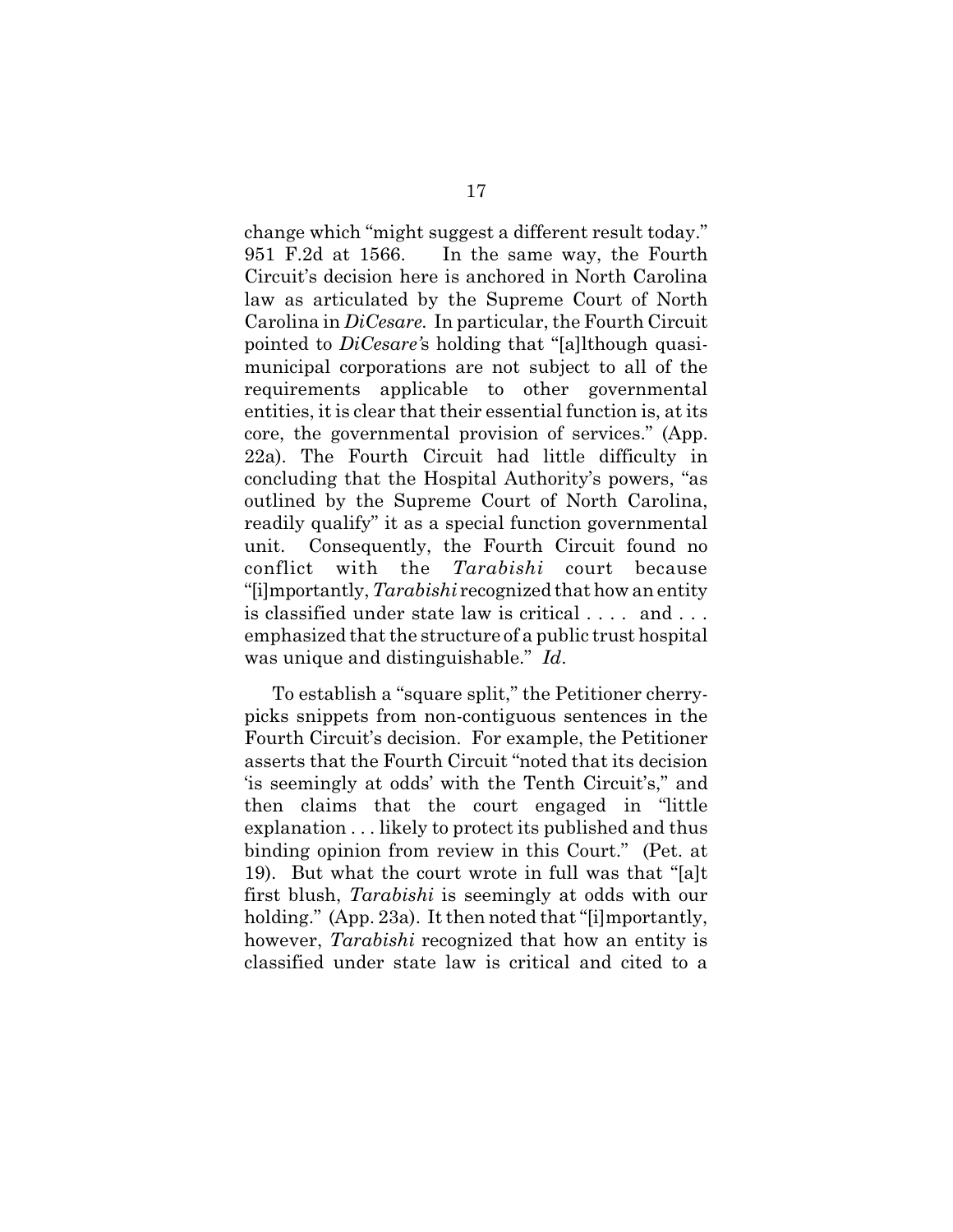change which "might suggest a different result today." 951 F.2d at 1566. In the same way, the Fourth Circuit's decision here is anchored in North Carolina law as articulated by the Supreme Court of North Carolina in *DiCesare.* In particular, the Fourth Circuit pointed to *DiCesare'*s holding that "[a]lthough quasi-municipal corporations are not subject to all of the requirements applicable to other governmental entities, it is clear that their essential function is, at its core, the governmental provision of services." (App. 22a). The Fourth Circuit had little difficulty in concluding that the Hospital Authority's powers, "as outlined by the Supreme Court of North Carolina, readily qualify" it as a special function governmental unit. Consequently, the Fourth Circuit found no conflict with the *Tarabishi* court because "[i]mportantly, *Tarabishi* recognized that how an entity is classified under state law is critical . . . . and . . . emphasized that the structure of a public trust hospital was unique and distinguishable." *Id*.

To establish a "square split," the Petitioner cherry-picks snippets from non-contiguous sentences in the Fourth Circuit's decision. For example, the Petitioner asserts that the Fourth Circuit "noted that its decision 'is seemingly at odds' with the Tenth Circuit's," and then claims that the court engaged in "little explanation . . . likely to protect its published and thus binding opinion from review in this Court." (Pet. at 19). But what the court wrote in full was that "[a]t first blush, *Tarabishi* is seemingly at odds with our holding." (App. 23a). It then noted that "[i]mportantly, however, *Tarabishi* recognized that how an entity is classified under state law is critical and cited to a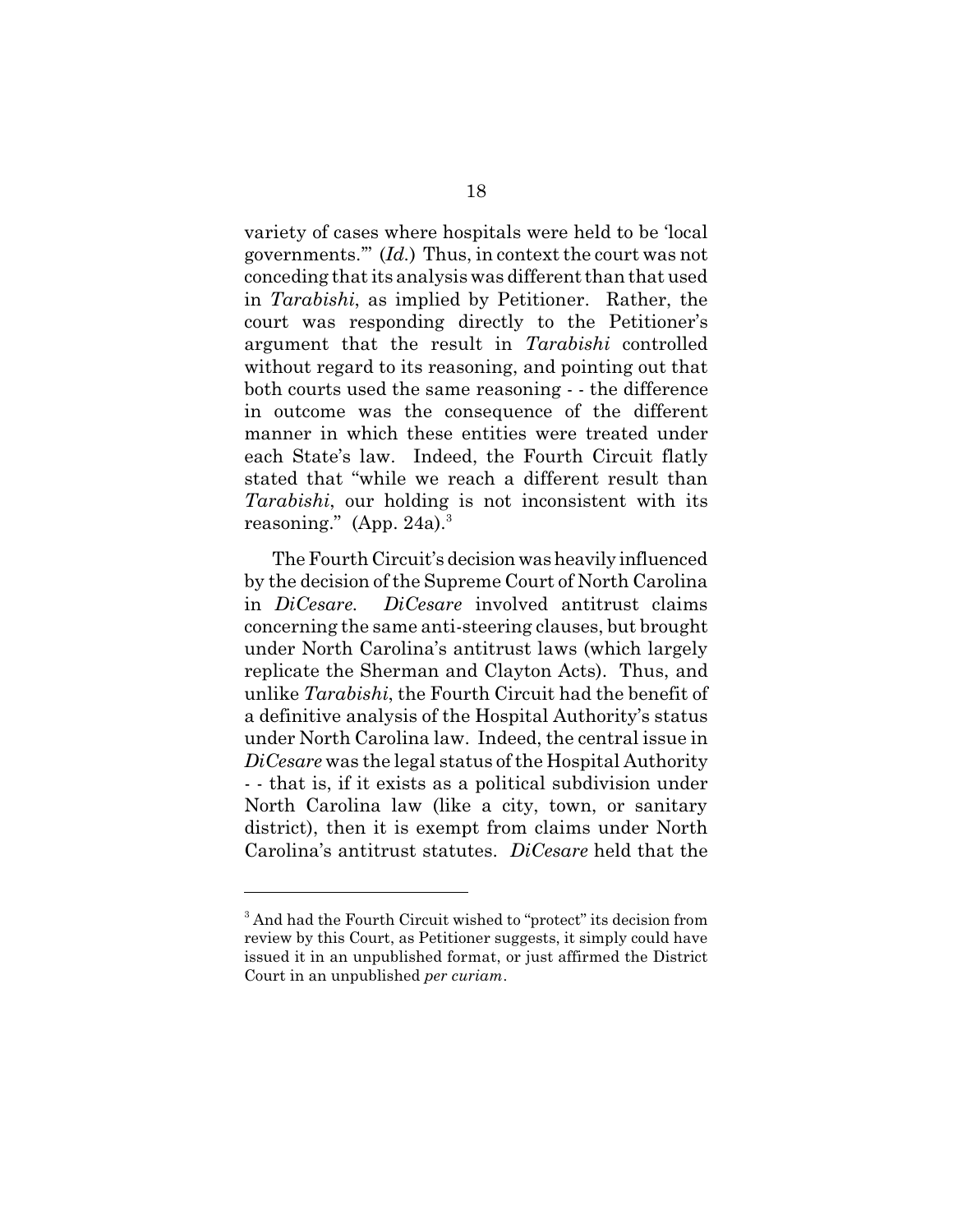variety of cases where hospitals were held to be 'local governments.'" (*Id.*) Thus, in context the court was not conceding that its analysis was different than that used in *Tarabishi*, as implied by Petitioner. Rather, the court was responding directly to the Petitioner's argument that the result in *Tarabishi* controlled without regard to its reasoning, and pointing out that both courts used the same reasoning - - the difference in outcome was the consequence of the different manner in which these entities were treated under each State's law. Indeed, the Fourth Circuit flatly stated that "while we reach a different result than *Tarabishi*, our holding is not inconsistent with its reasoning." (App. 24a).[3]

The Fourth Circuit's decision was heavily influenced by the decision of the Supreme Court of North Carolina in *DiCesare*. *DiCesare* involved antitrust claims concerning the same anti-steering clauses, but brought under North Carolina's antitrust laws (which largely replicate the Sherman and Clayton Acts). Thus, and unlike *Tarabishi*, the Fourth Circuit had the benefit of a definitive analysis of the Hospital Authority's status under North Carolina law. Indeed, the central issue in *DiCesare* was the legal status of the Hospital Authority - - that is, if it exists as a political subdivision under North Carolina law (like a city, town, or sanitary district), then it is exempt from claims under North Carolina's antitrust statutes. *DiCesare* held that the

[3] And had the Fourth Circuit wished to "protect" its decision from review by this Court, as Petitioner suggests, it simply could have issued it in an unpublished format, or just affirmed the District Court in an unpublished *per curiam*.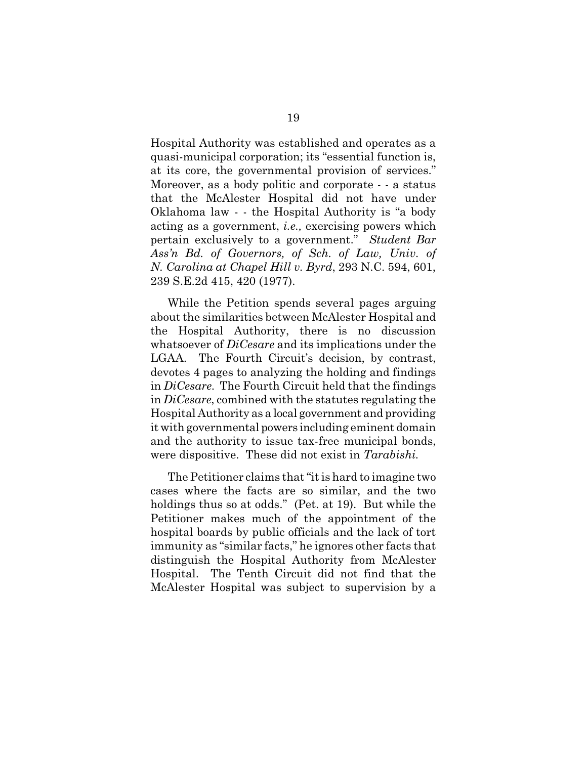Hospital Authority was established and operates as a quasi-municipal corporation; its "essential function is, at its core, the governmental provision of services." Moreover, as a body politic and corporate - - a status that the McAlester Hospital did not have under Oklahoma law - - the Hospital Authority is "a body acting as a government, *i.e.,* exercising powers which pertain exclusively to a government." *Student Bar Ass'n Bd. of Governors, of Sch. of Law, Univ. of N. Carolina at Chapel Hill v. Byrd*, 293 N.C. 594, 601, 239 S.E.2d 415, 420 (1977).

While the Petition spends several pages arguing about the similarities between McAlester Hospital and the Hospital Authority, there is no discussion whatsoever of *DiCesare* and its implications under the LGAA. The Fourth Circuit's decision, by contrast, devotes 4 pages to analyzing the holding and findings in *DiCesare.* The Fourth Circuit held that the findings in *DiCesare*, combined with the statutes regulating the Hospital Authority as a local government and providing it with governmental powers including eminent domain and the authority to issue tax-free municipal bonds, were dispositive. These did not exist in *Tarabishi.*

The Petitioner claims that "it is hard to imagine two cases where the facts are so similar, and the two holdings thus so at odds." (Pet. at 19). But while the Petitioner makes much of the appointment of the hospital boards by public officials and the lack of tort immunity as "similar facts," he ignores other facts that distinguish the Hospital Authority from McAlester Hospital. The Tenth Circuit did not find that the McAlester Hospital was subject to supervision by a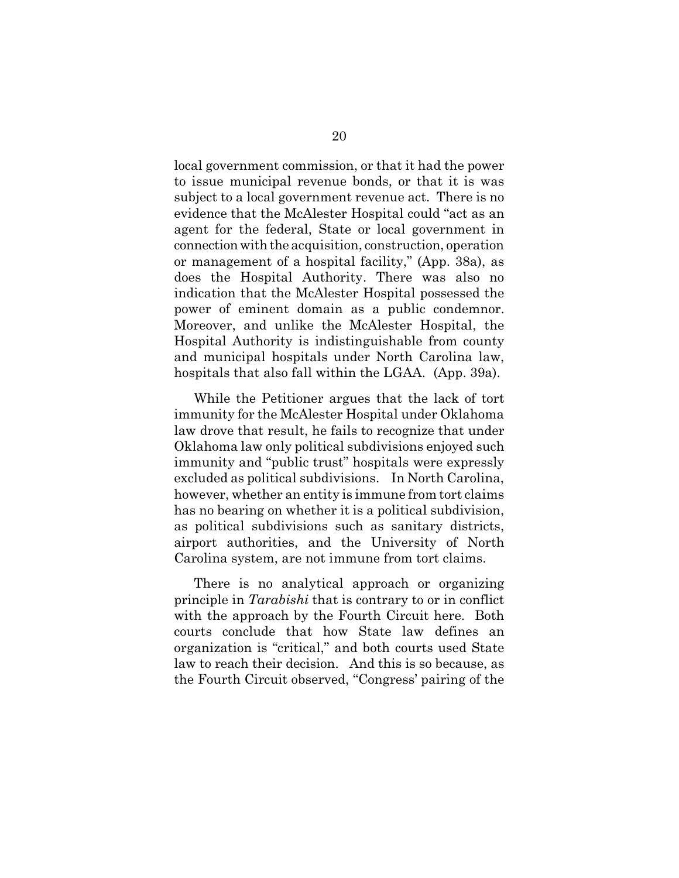local government commission, or that it had the power to issue municipal revenue bonds, or that it is was subject to a local government revenue act. There is no evidence that the McAlester Hospital could "act as an agent for the federal, State or local government in connection with the acquisition, construction, operation or management of a hospital facility," (App. 38a), as does the Hospital Authority. There was also no indication that the McAlester Hospital possessed the power of eminent domain as a public condemnor. Moreover, and unlike the McAlester Hospital, the Hospital Authority is indistinguishable from county and municipal hospitals under North Carolina law, hospitals that also fall within the LGAA. (App. 39a).

While the Petitioner argues that the lack of tort immunity for the McAlester Hospital under Oklahoma law drove that result, he fails to recognize that under Oklahoma law only political subdivisions enjoyed such immunity and "public trust" hospitals were expressly excluded as political subdivisions. In North Carolina, however, whether an entity is immune from tort claims has no bearing on whether it is a political subdivision, as political subdivisions such as sanitary districts, airport authorities, and the University of North Carolina system, are not immune from tort claims.

There is no analytical approach or organizing principle in *Tarabishi* that is contrary to or in conflict with the approach by the Fourth Circuit here. Both courts conclude that how State law defines an organization is "critical," and both courts used State law to reach their decision. And this is so because, as the Fourth Circuit observed, "Congress' pairing of the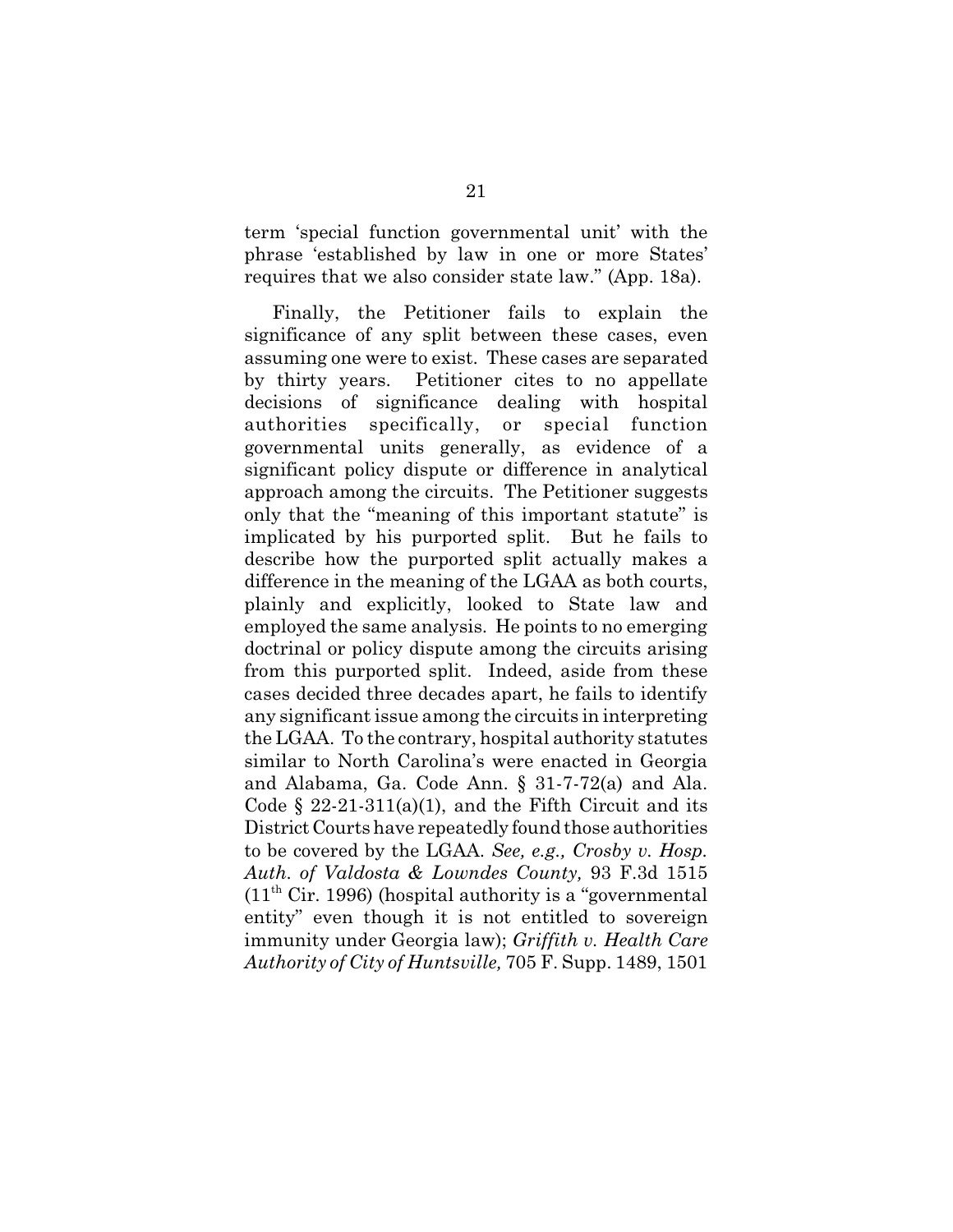term 'special function governmental unit' with the phrase 'established by law in one or more States' requires that we also consider state law." (App. 18a).

Finally, the Petitioner fails to explain the significance of any split between these cases, even assuming one were to exist. These cases are separated by thirty years. Petitioner cites to no appellate decisions of significance dealing with hospital authorities specifically, or special function governmental units generally, as evidence of a significant policy dispute or difference in analytical approach among the circuits. The Petitioner suggests only that the "meaning of this important statute" is implicated by his purported split. But he fails to describe how the purported split actually makes a difference in the meaning of the LGAA as both courts, plainly and explicitly, looked to State law and employed the same analysis. He points to no emerging doctrinal or policy dispute among the circuits arising from this purported split. Indeed, aside from these cases decided three decades apart, he fails to identify any significant issue among the circuits in interpreting the LGAA. To the contrary, hospital authority statutes similar to North Carolina's were enacted in Georgia and Alabama, Ga. Code Ann. § 31-7-72(a) and Ala. Code § 22-21-311(a)(1), and the Fifth Circuit and its District Courts have repeatedly found those authorities to be covered by the LGAA. *See, e.g., Crosby v. Hosp. Auth. of Valdosta & Lowndes County,* 93 F.3d 1515 (11th Cir. 1996) (hospital authority is a "governmental entity" even though it is not entitled to sovereign immunity under Georgia law); *Griffith v. Health Care Authority of City of Huntsville,* 705 F. Supp. 1489, 1501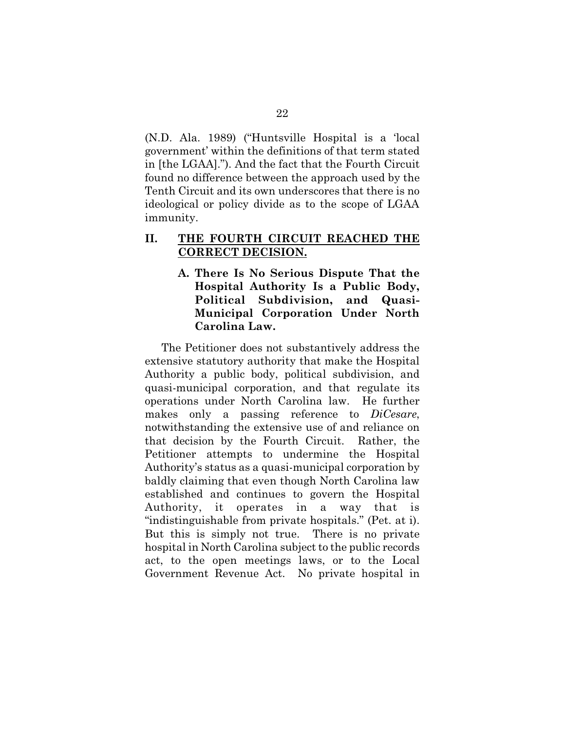(N.D. Ala. 1989) ("Huntsville Hospital is a 'local government' within the definitions of that term stated in [the LGAA]."). And the fact that the Fourth Circuit found no difference between the approach used by the Tenth Circuit and its own underscores that there is no ideological or policy divide as to the scope of LGAA immunity.

## II. <u>THE FOURTH CIRCUIT REACHED THE CORRECT DECISION.</u>

### A. There Is No Serious Dispute That the Hospital Authority Is a Public Body, Political Subdivision, and Quasi-Municipal Corporation Under North Carolina Law.

The Petitioner does not substantively address the extensive statutory authority that make the Hospital Authority a public body, political subdivision, and quasi-municipal corporation, and that regulate its operations under North Carolina law. He further makes only a passing reference to *DiCesare*, notwithstanding the extensive use of and reliance on that decision by the Fourth Circuit. Rather, the Petitioner attempts to undermine the Hospital Authority's status as a quasi-municipal corporation by baldly claiming that even though North Carolina law established and continues to govern the Hospital Authority, it operates in a way that is "indistinguishable from private hospitals." (Pet. at i). But this is simply not true. There is no private hospital in North Carolina subject to the public records act, to the open meetings laws, or to the Local Government Revenue Act. No private hospital in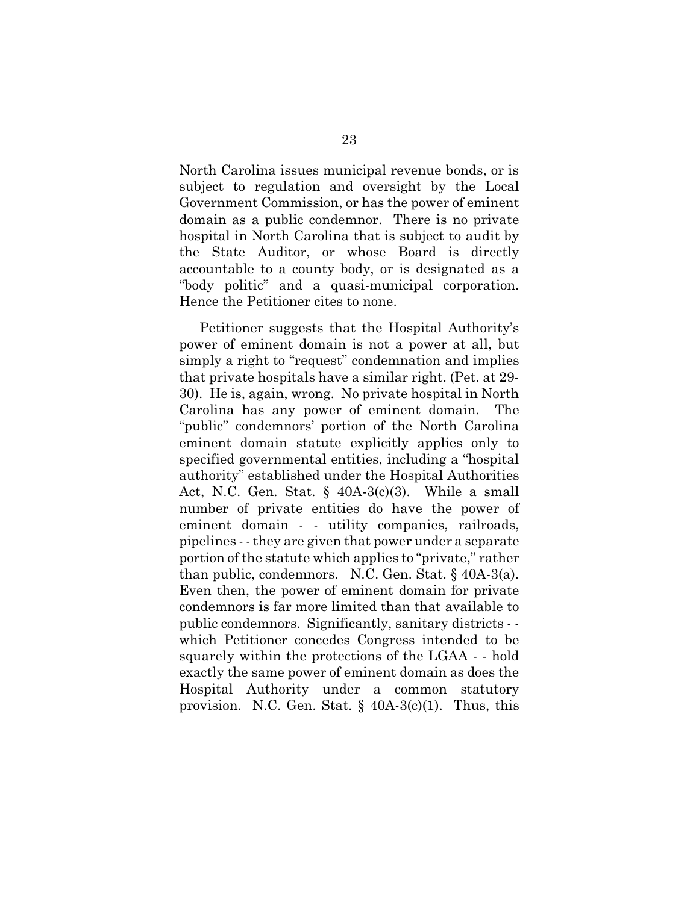North Carolina issues municipal revenue bonds, or is subject to regulation and oversight by the Local Government Commission, or has the power of eminent domain as a public condemnor. There is no private hospital in North Carolina that is subject to audit by the State Auditor, or whose Board is directly accountable to a county body, or is designated as a "body politic" and a quasi-municipal corporation. Hence the Petitioner cites to none.

Petitioner suggests that the Hospital Authority's power of eminent domain is not a power at all, but simply a right to "request" condemnation and implies that private hospitals have a similar right. (Pet. at 29-30). He is, again, wrong. No private hospital in North Carolina has any power of eminent domain. The "public" condemnors' portion of the North Carolina eminent domain statute explicitly applies only to specified governmental entities, including a "hospital authority" established under the Hospital Authorities Act, N.C. Gen. Stat. § 40A-3(c)(3). While a small number of private entities do have the power of eminent domain - - utility companies, railroads, pipelines - - they are given that power under a separate portion of the statute which applies to "private," rather than public, condemnors. N.C. Gen. Stat. § 40A-3(a). Even then, the power of eminent domain for private condemnors is far more limited than that available to public condemnors. Significantly, sanitary districts - - which Petitioner concedes Congress intended to be squarely within the protections of the LGAA - - hold exactly the same power of eminent domain as does the Hospital Authority under a common statutory provision. N.C. Gen. Stat. § 40A-3(c)(1). Thus, this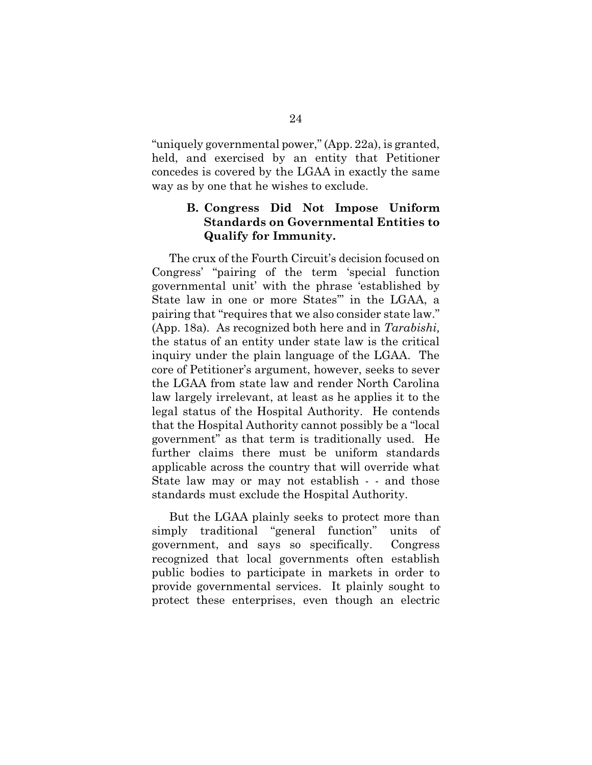"uniquely governmental power," (App. 22a), is granted, held, and exercised by an entity that Petitioner concedes is covered by the LGAA in exactly the same way as by one that he wishes to exclude.

### B. Congress Did Not Impose Uniform Standards on Governmental Entities to Qualify for Immunity.

The crux of the Fourth Circuit's decision focused on Congress' "pairing of the term 'special function governmental unit' with the phrase 'established by State law in one or more States'" in the LGAA, a pairing that "requires that we also consider state law." (App. 18a). As recognized both here and in *Tarabishi,* the status of an entity under state law is the critical inquiry under the plain language of the LGAA. The core of Petitioner's argument, however, seeks to sever the LGAA from state law and render North Carolina law largely irrelevant, at least as he applies it to the legal status of the Hospital Authority. He contends that the Hospital Authority cannot possibly be a "local government" as that term is traditionally used. He further claims there must be uniform standards applicable across the country that will override what State law may or may not establish - - and those standards must exclude the Hospital Authority.

But the LGAA plainly seeks to protect more than simply traditional "general function" units of government, and says so specifically. Congress recognized that local governments often establish public bodies to participate in markets in order to provide governmental services. It plainly sought to protect these enterprises, even though an electric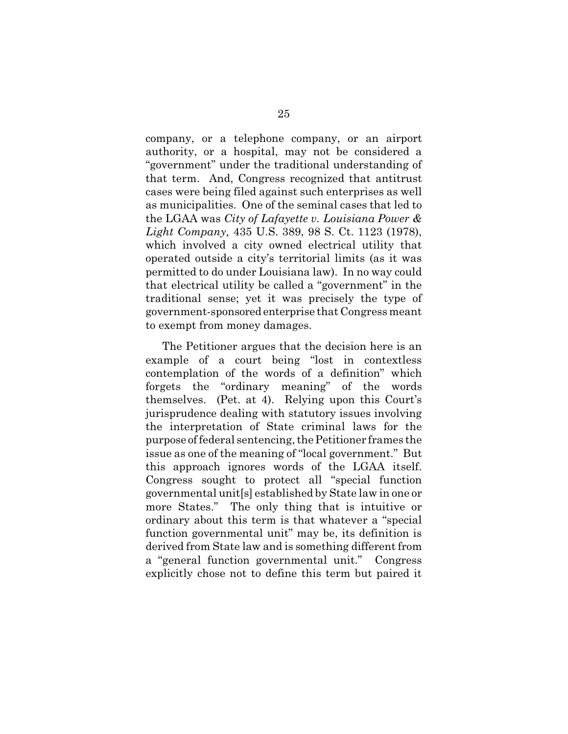company, or a telephone company, or an airport authority, or a hospital, may not be considered a "government" under the traditional understanding of that term. And, Congress recognized that antitrust cases were being filed against such enterprises as well as municipalities. One of the seminal cases that led to the LGAA was *City of Lafayette v. Louisiana Power & Light Company,* 435 U.S. 389, 98 S. Ct. 1123 (1978), which involved a city owned electrical utility that operated outside a city's territorial limits (as it was permitted to do under Louisiana law). In no way could that electrical utility be called a "government" in the traditional sense; yet it was precisely the type of government-sponsored enterprise that Congress meant to exempt from money damages.

The Petitioner argues that the decision here is an example of a court being "lost in contextless contemplation of the words of a definition" which forgets the "ordinary meaning" of the words themselves. (Pet. at 4). Relying upon this Court's jurisprudence dealing with statutory issues involving the interpretation of State criminal laws for the purpose of federal sentencing, the Petitioner frames the issue as one of the meaning of "local government." But this approach ignores words of the LGAA itself. Congress sought to protect all "special function governmental unit[s] established by State law in one or more States." The only thing that is intuitive or ordinary about this term is that whatever a "special function governmental unit" may be, its definition is derived from State law and is something different from a "general function governmental unit." Congress explicitly chose not to define this term but paired it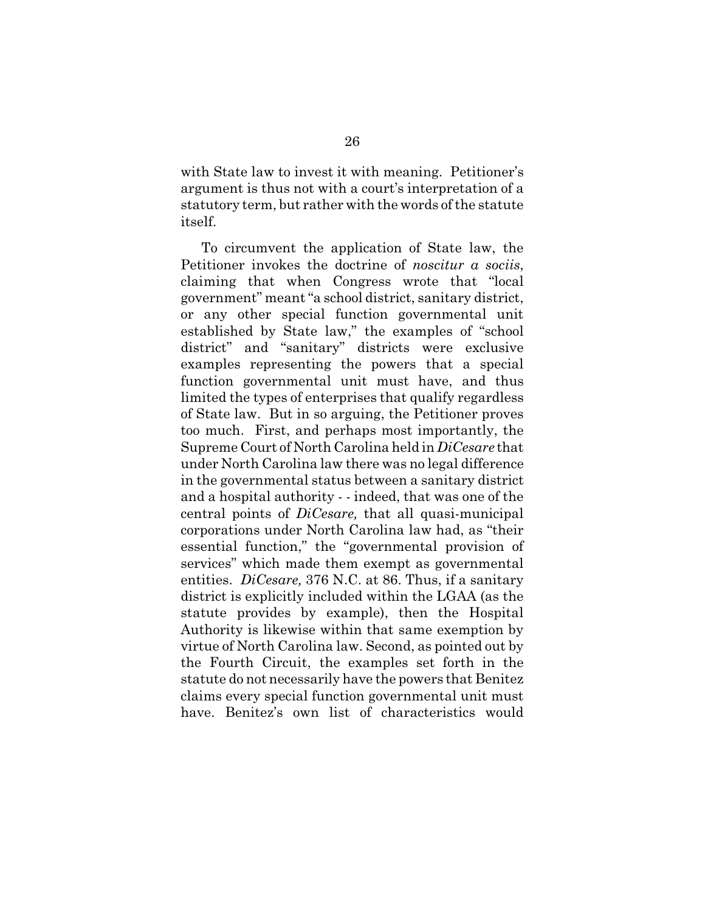with State law to invest it with meaning. Petitioner's argument is thus not with a court's interpretation of a statutory term, but rather with the words of the statute itself.

To circumvent the application of State law, the Petitioner invokes the doctrine of *noscitur a sociis*, claiming that when Congress wrote that "local government" meant "a school district, sanitary district, or any other special function governmental unit established by State law," the examples of "school district" and "sanitary" districts were exclusive examples representing the powers that a special function governmental unit must have, and thus limited the types of enterprises that qualify regardless of State law. But in so arguing, the Petitioner proves too much. First, and perhaps most importantly, the Supreme Court of North Carolina held in *DiCesare* that under North Carolina law there was no legal difference in the governmental status between a sanitary district and a hospital authority - - indeed, that was one of the central points of *DiCesare,* that all quasi-municipal corporations under North Carolina law had, as "their essential function," the "governmental provision of services" which made them exempt as governmental entities. *DiCesare,* 376 N.C. at 86. Thus, if a sanitary district is explicitly included within the LGAA (as the statute provides by example), then the Hospital Authority is likewise within that same exemption by virtue of North Carolina law. Second, as pointed out by the Fourth Circuit, the examples set forth in the statute do not necessarily have the powers that Benitez claims every special function governmental unit must have. Benitez's own list of characteristics would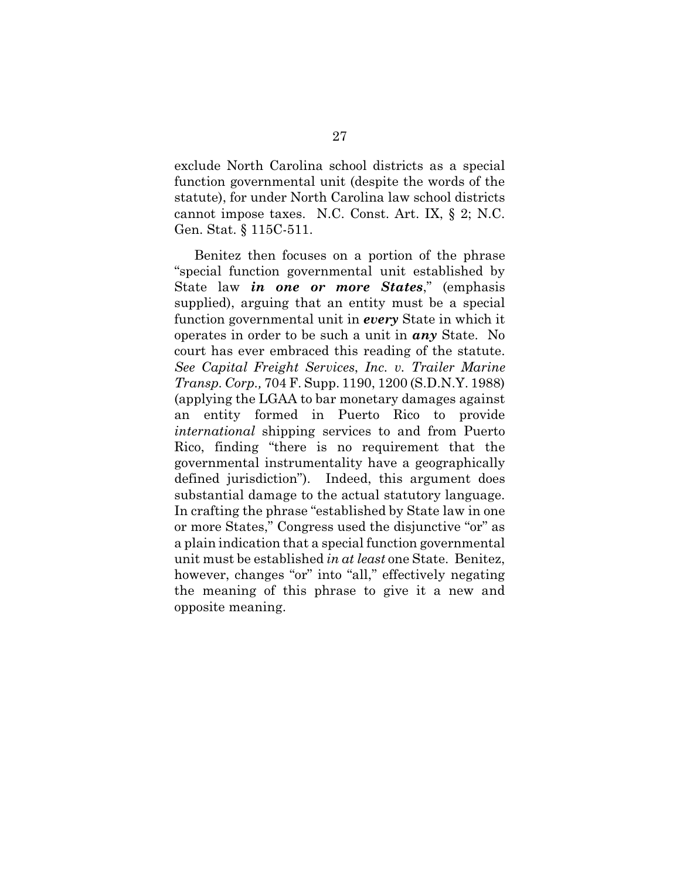exclude North Carolina school districts as a special function governmental unit (despite the words of the statute), for under North Carolina law school districts cannot impose taxes. N.C. Const. Art. IX, § 2; N.C. Gen. Stat. § 115C-511.

Benitez then focuses on a portion of the phrase "special function governmental unit established by State law ***in one or more States***," (emphasis supplied), arguing that an entity must be a special function governmental unit in ***every*** State in which it operates in order to be such a unit in ***any*** State. No court has ever embraced this reading of the statute. *See Capital Freight Services, Inc. v. Trailer Marine Transp. Corp.,* 704 F. Supp. 1190, 1200 (S.D.N.Y. 1988) (applying the LGAA to bar monetary damages against an entity formed in Puerto Rico to provide *international* shipping services to and from Puerto Rico, finding "there is no requirement that the governmental instrumentality have a geographically defined jurisdiction"). Indeed, this argument does substantial damage to the actual statutory language. In crafting the phrase "established by State law in one or more States," Congress used the disjunctive "or" as a plain indication that a special function governmental unit must be established *in at least* one State. Benitez, however, changes "or" into "all," effectively negating the meaning of this phrase to give it a new and opposite meaning.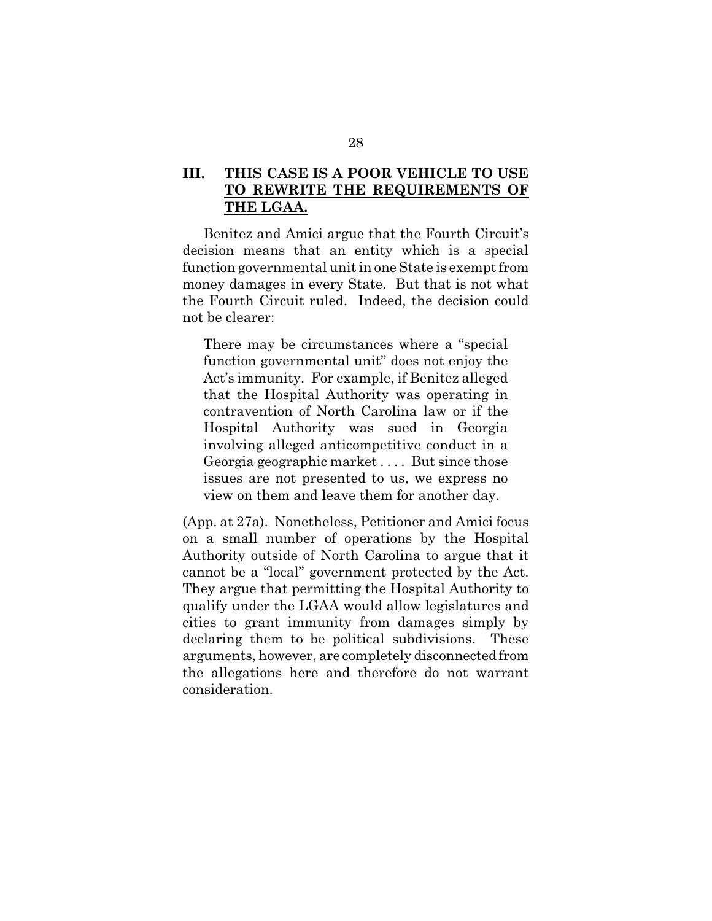## III. THIS CASE IS A POOR VEHICLE TO USE TO REWRITE THE REQUIREMENTS OF THE LGAA.

Benitez and Amici argue that the Fourth Circuit's decision means that an entity which is a special function governmental unit in one State is exempt from money damages in every State. But that is not what the Fourth Circuit ruled. Indeed, the decision could not be clearer:

> There may be circumstances where a "special function governmental unit" does not enjoy the Act's immunity. For example, if Benitez alleged that the Hospital Authority was operating in contravention of North Carolina law or if the Hospital Authority was sued in Georgia involving alleged anticompetitive conduct in a Georgia geographic market . . . . But since those issues are not presented to us, we express no view on them and leave them for another day.

(App. at 27a). Nonetheless, Petitioner and Amici focus on a small number of operations by the Hospital Authority outside of North Carolina to argue that it cannot be a "local" government protected by the Act. They argue that permitting the Hospital Authority to qualify under the LGAA would allow legislatures and cities to grant immunity from damages simply by declaring them to be political subdivisions. These arguments, however, are completely disconnected from the allegations here and therefore do not warrant consideration.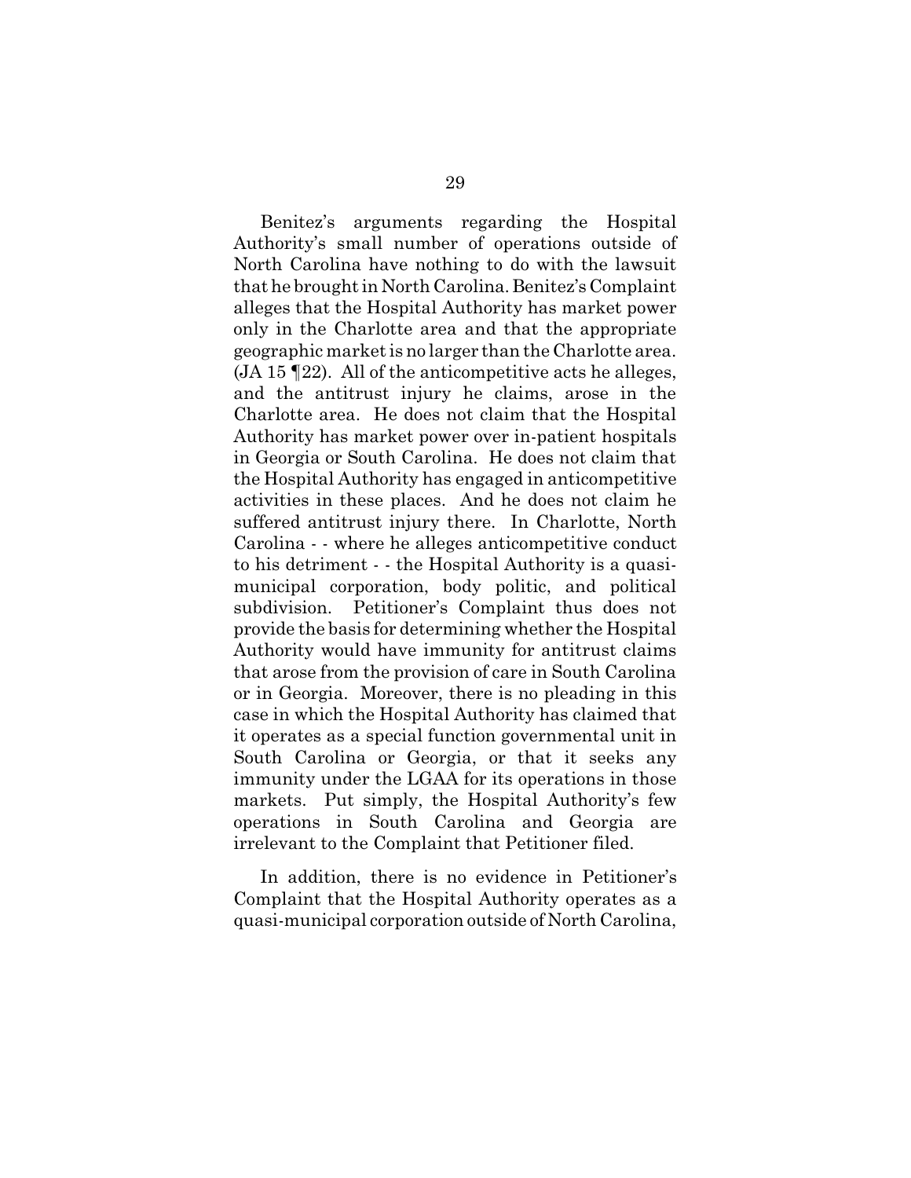Benitez's arguments regarding the Hospital Authority's small number of operations outside of North Carolina have nothing to do with the lawsuit that he brought in North Carolina. Benitez's Complaint alleges that the Hospital Authority has market power only in the Charlotte area and that the appropriate geographic market is no larger than the Charlotte area. (JA 15 ¶22). All of the anticompetitive acts he alleges, and the antitrust injury he claims, arose in the Charlotte area. He does not claim that the Hospital Authority has market power over in-patient hospitals in Georgia or South Carolina. He does not claim that the Hospital Authority has engaged in anticompetitive activities in these places. And he does not claim he suffered antitrust injury there. In Charlotte, North Carolina - - where he alleges anticompetitive conduct to his detriment - - the Hospital Authority is a quasi-municipal corporation, body politic, and political subdivision. Petitioner's Complaint thus does not provide the basis for determining whether the Hospital Authority would have immunity for antitrust claims that arose from the provision of care in South Carolina or in Georgia. Moreover, there is no pleading in this case in which the Hospital Authority has claimed that it operates as a special function governmental unit in South Carolina or Georgia, or that it seeks any immunity under the LGAA for its operations in those markets. Put simply, the Hospital Authority's few operations in South Carolina and Georgia are irrelevant to the Complaint that Petitioner filed.

In addition, there is no evidence in Petitioner's Complaint that the Hospital Authority operates as a quasi-municipal corporation outside of North Carolina,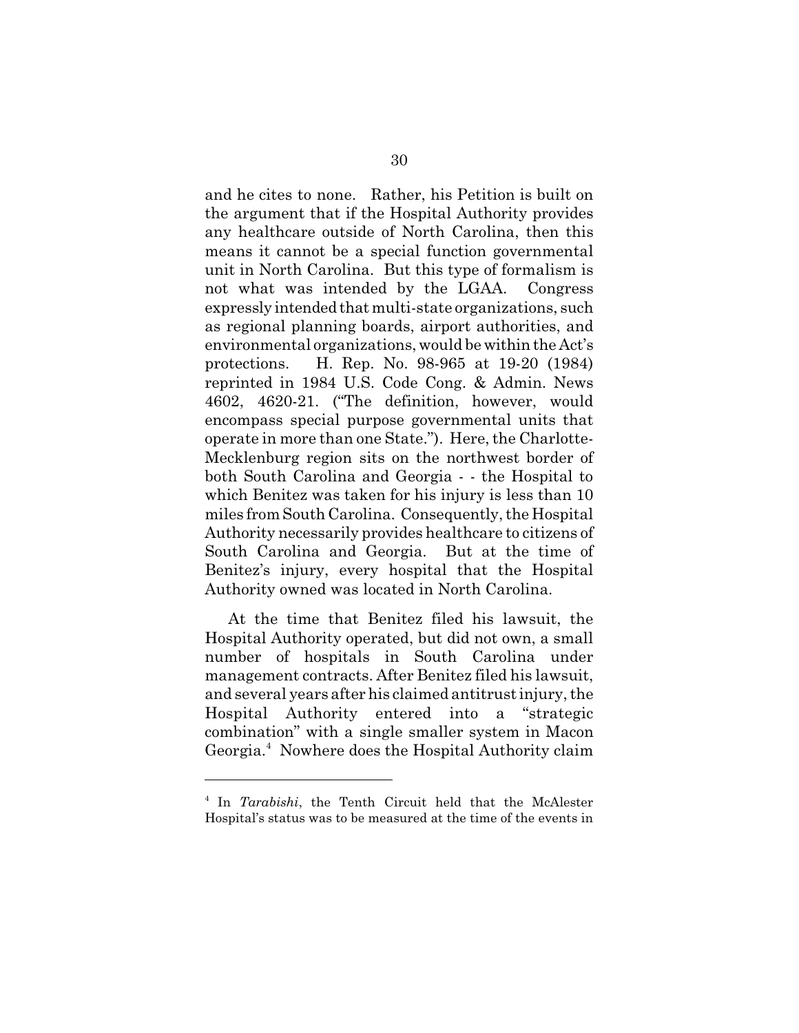and he cites to none. Rather, his Petition is built on the argument that if the Hospital Authority provides any healthcare outside of North Carolina, then this means it cannot be a special function governmental unit in North Carolina. But this type of formalism is not what was intended by the LGAA. Congress expressly intended that multi-state organizations, such as regional planning boards, airport authorities, and environmental organizations, would be within the Act's protections. H. Rep. No. 98-965 at 19-20 (1984) reprinted in 1984 U.S. Code Cong. & Admin. News 4602, 4620-21. ("The definition, however, would encompass special purpose governmental units that operate in more than one State."). Here, the Charlotte-Mecklenburg region sits on the northwest border of both South Carolina and Georgia - - the Hospital to which Benitez was taken for his injury is less than 10 miles from South Carolina. Consequently, the Hospital Authority necessarily provides healthcare to citizens of South Carolina and Georgia. But at the time of Benitez's injury, every hospital that the Hospital Authority owned was located in North Carolina.

At the time that Benitez filed his lawsuit, the Hospital Authority operated, but did not own, a small number of hospitals in South Carolina under management contracts. After Benitez filed his lawsuit, and several years after his claimed antitrust injury, the Hospital Authority entered into a "strategic combination" with a single smaller system in Macon Georgia.[4] Nowhere does the Hospital Authority claim

[4] In *Tarabishi*, the Tenth Circuit held that the McAlester Hospital's status was to be measured at the time of the events in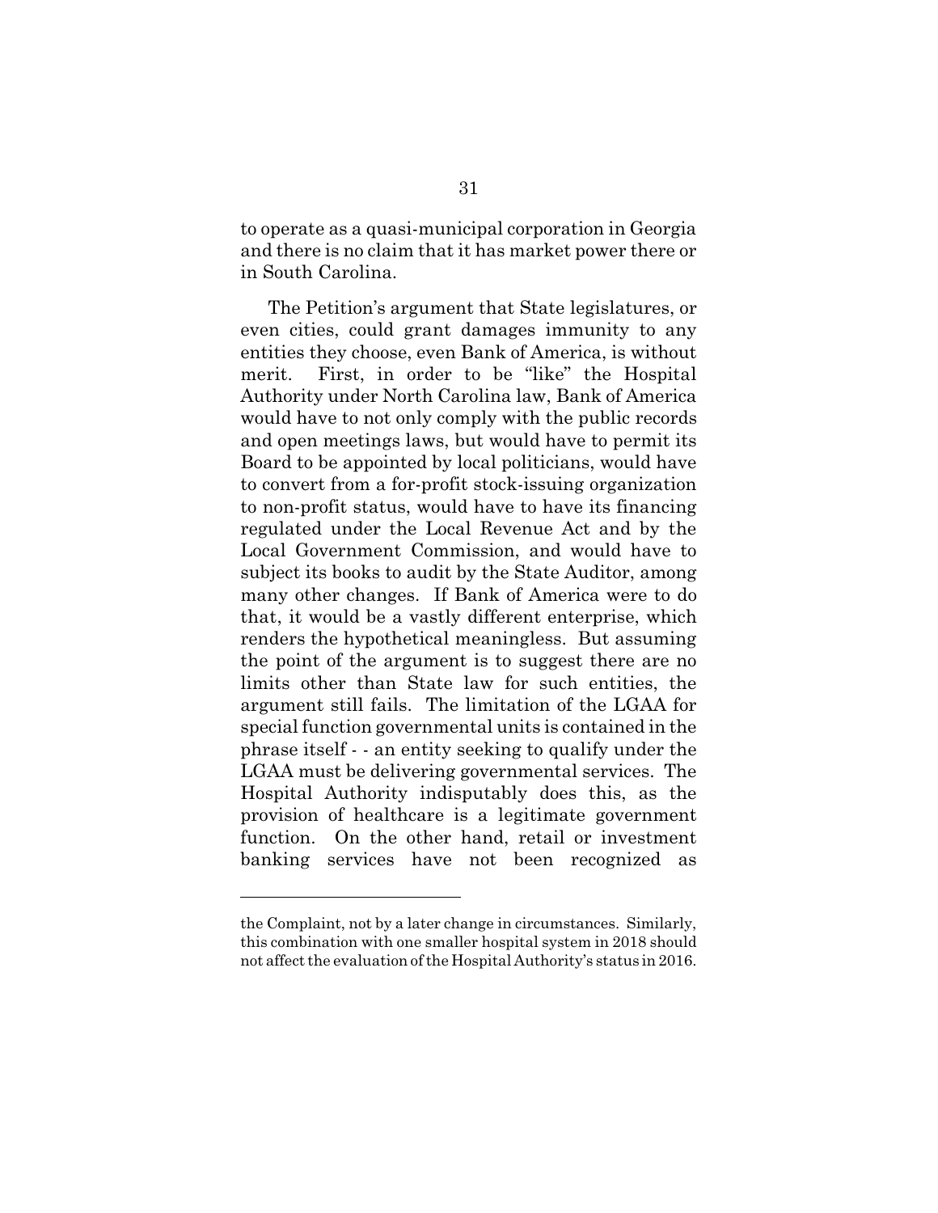to operate as a quasi-municipal corporation in Georgia and there is no claim that it has market power there or in South Carolina.

The Petition's argument that State legislatures, or even cities, could grant damages immunity to any entities they choose, even Bank of America, is without merit. First, in order to be "like" the Hospital Authority under North Carolina law, Bank of America would have to not only comply with the public records and open meetings laws, but would have to permit its Board to be appointed by local politicians, would have to convert from a for-profit stock-issuing organization to non-profit status, would have to have its financing regulated under the Local Revenue Act and by the Local Government Commission, and would have to subject its books to audit by the State Auditor, among many other changes. If Bank of America were to do that, it would be a vastly different enterprise, which renders the hypothetical meaningless. But assuming the point of the argument is to suggest there are no limits other than State law for such entities, the argument still fails. The limitation of the LGAA for special function governmental units is contained in the phrase itself - - an entity seeking to qualify under the LGAA must be delivering governmental services. The Hospital Authority indisputably does this, as the provision of healthcare is a legitimate government function. On the other hand, retail or investment banking services have not been recognized as

---

the Complaint, not by a later change in circumstances. Similarly, this combination with one smaller hospital system in 2018 should not affect the evaluation of the Hospital Authority's status in 2016.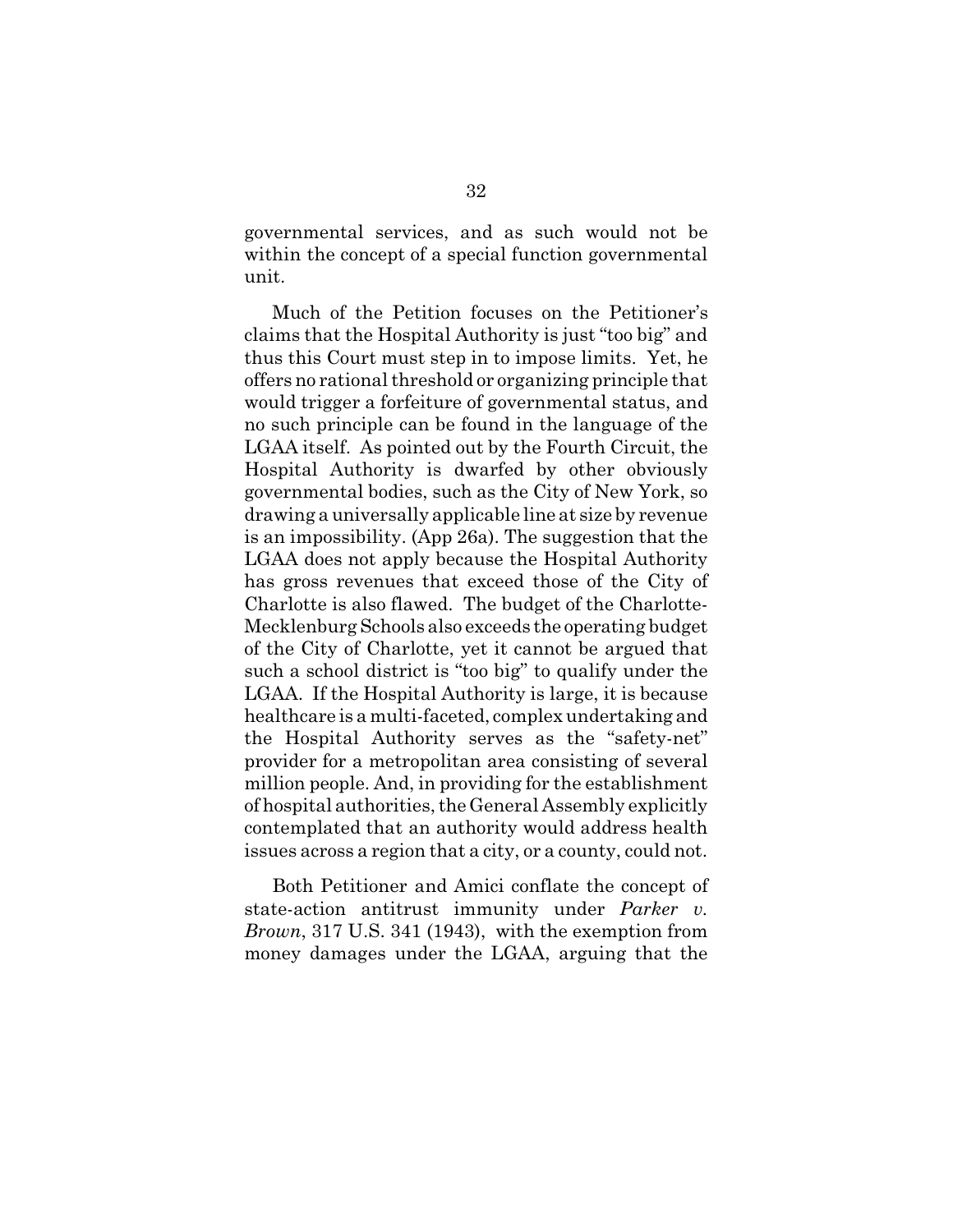governmental services, and as such would not be within the concept of a special function governmental unit.

Much of the Petition focuses on the Petitioner's claims that the Hospital Authority is just "too big" and thus this Court must step in to impose limits. Yet, he offers no rational threshold or organizing principle that would trigger a forfeiture of governmental status, and no such principle can be found in the language of the LGAA itself. As pointed out by the Fourth Circuit, the Hospital Authority is dwarfed by other obviously governmental bodies, such as the City of New York, so drawing a universally applicable line at size by revenue is an impossibility. (App 26a). The suggestion that the LGAA does not apply because the Hospital Authority has gross revenues that exceed those of the City of Charlotte is also flawed. The budget of the Charlotte-Mecklenburg Schools also exceeds the operating budget of the City of Charlotte, yet it cannot be argued that such a school district is "too big" to qualify under the LGAA. If the Hospital Authority is large, it is because healthcare is a multi-faceted, complex undertaking and the Hospital Authority serves as the "safety-net" provider for a metropolitan area consisting of several million people. And, in providing for the establishment of hospital authorities, the General Assembly explicitly contemplated that an authority would address health issues across a region that a city, or a county, could not.

Both Petitioner and Amici conflate the concept of state-action antitrust immunity under *Parker v. Brown*, 317 U.S. 341 (1943), with the exemption from money damages under the LGAA, arguing that the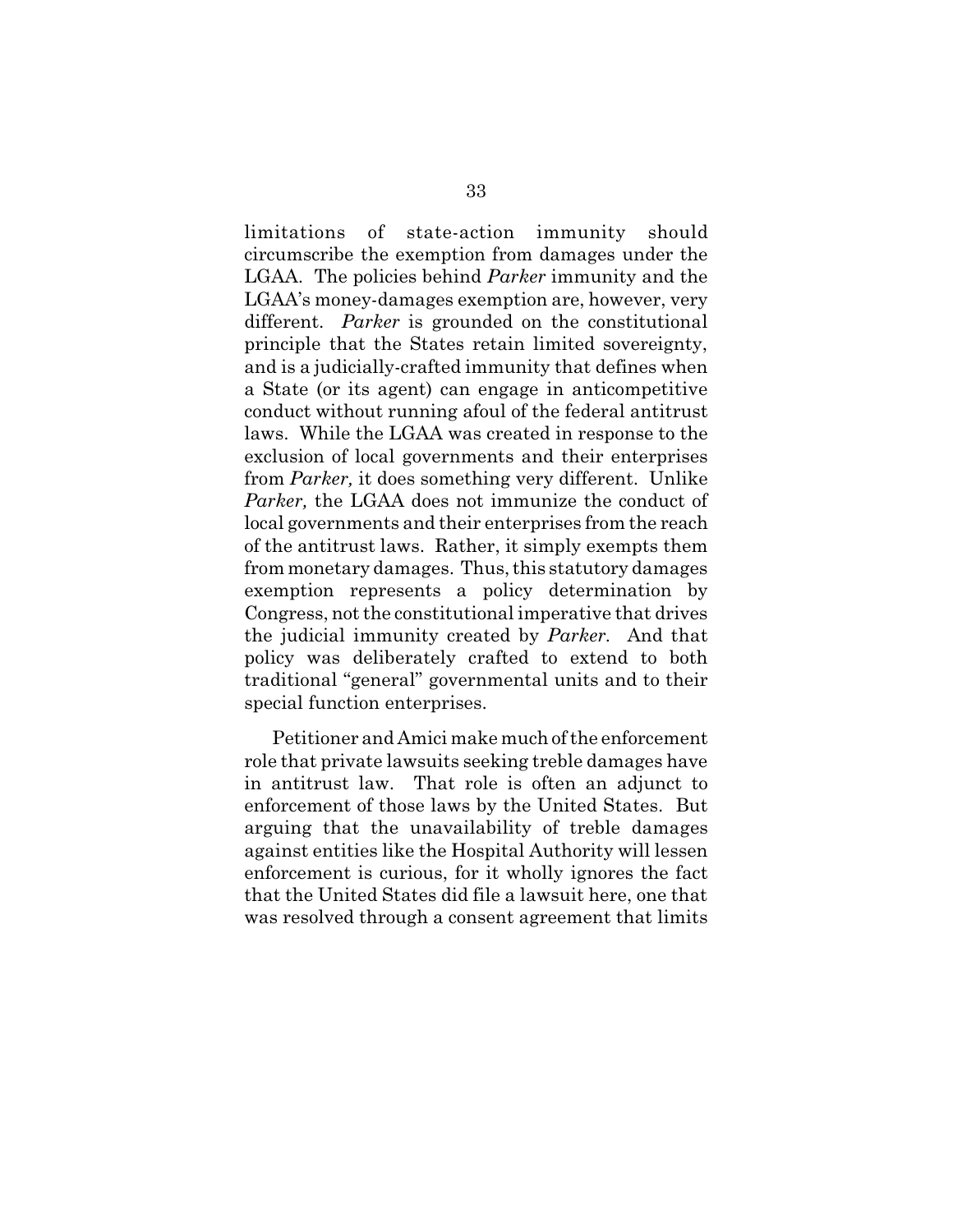limitations of state-action immunity should circumscribe the exemption from damages under the LGAA. The policies behind *Parker* immunity and the LGAA's money-damages exemption are, however, very different. *Parker* is grounded on the constitutional principle that the States retain limited sovereignty, and is a judicially-crafted immunity that defines when a State (or its agent) can engage in anticompetitive conduct without running afoul of the federal antitrust laws. While the LGAA was created in response to the exclusion of local governments and their enterprises from *Parker,* it does something very different. Unlike *Parker,* the LGAA does not immunize the conduct of local governments and their enterprises from the reach of the antitrust laws. Rather, it simply exempts them from monetary damages. Thus, this statutory damages exemption represents a policy determination by Congress, not the constitutional imperative that drives the judicial immunity created by *Parker.* And that policy was deliberately crafted to extend to both traditional "general" governmental units and to their special function enterprises.

Petitioner and Amici make much of the enforcement role that private lawsuits seeking treble damages have in antitrust law. That role is often an adjunct to enforcement of those laws by the United States. But arguing that the unavailability of treble damages against entities like the Hospital Authority will lessen enforcement is curious, for it wholly ignores the fact that the United States did file a lawsuit here, one that was resolved through a consent agreement that limits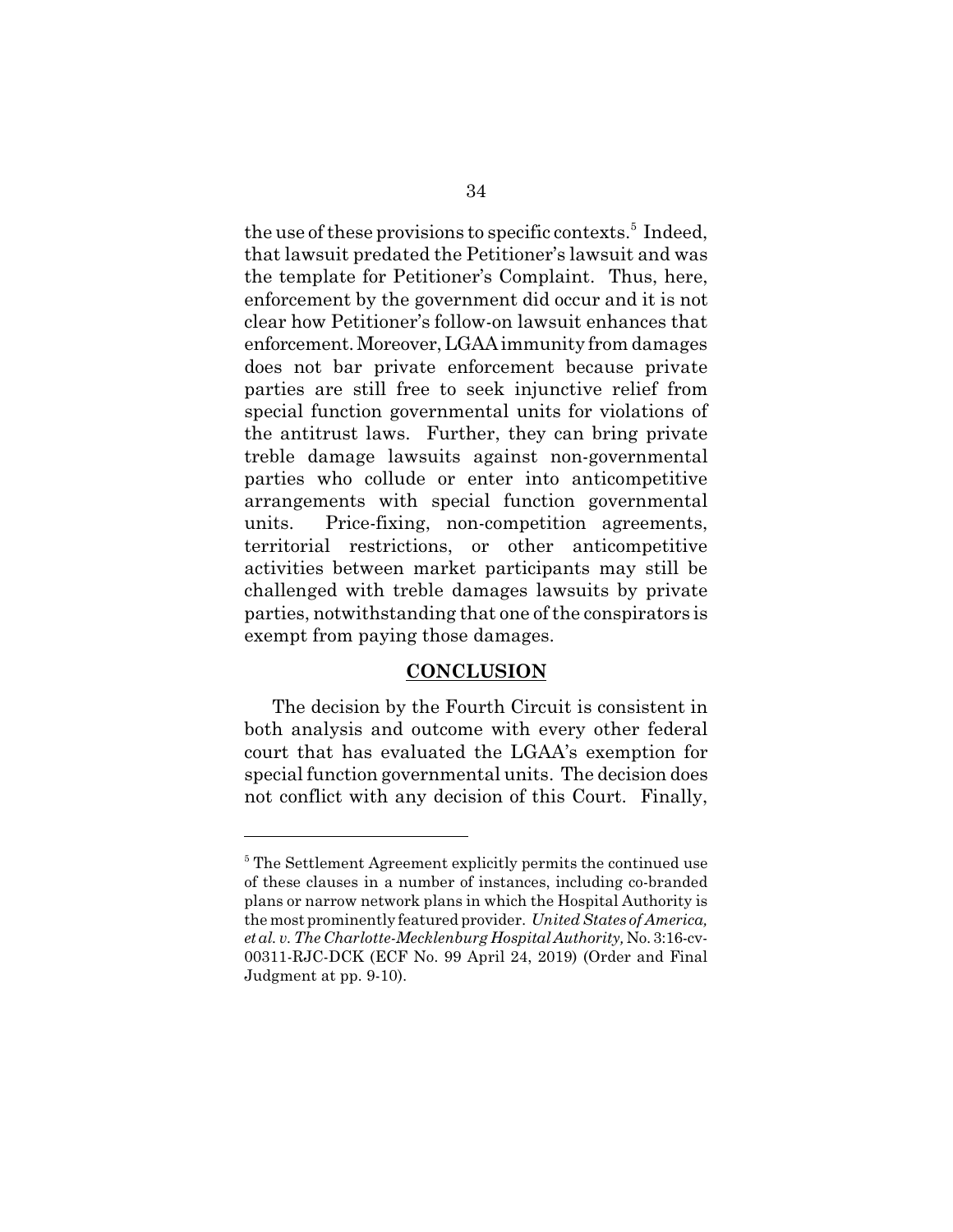the use of these provisions to specific contexts.[5] Indeed, that lawsuit predated the Petitioner's lawsuit and was the template for Petitioner's Complaint. Thus, here, enforcement by the government did occur and it is not clear how Petitioner's follow-on lawsuit enhances that enforcement. Moreover, LGAA immunity from damages does not bar private enforcement because private parties are still free to seek injunctive relief from special function governmental units for violations of the antitrust laws. Further, they can bring private treble damage lawsuits against non-governmental parties who collude or enter into anticompetitive arrangements with special function governmental units. Price-fixing, non-competition agreements, territorial restrictions, or other anticompetitive activities between market participants may still be challenged with treble damages lawsuits by private parties, notwithstanding that one of the conspirators is exempt from paying those damages.

## CONCLUSION

The decision by the Fourth Circuit is consistent in both analysis and outcome with every other federal court that has evaluated the LGAA's exemption for special function governmental units. The decision does not conflict with any decision of this Court. Finally,

---

[5] The Settlement Agreement explicitly permits the continued use of these clauses in a number of instances, including co-branded plans or narrow network plans in which the Hospital Authority is the most prominently featured provider. *United States of America, et al. v. The Charlotte-Mecklenburg Hospital Authority,* No. 3:16-cv-00311-RJC-DCK (ECF No. 99 April 24, 2019) (Order and Final Judgment at pp. 9-10).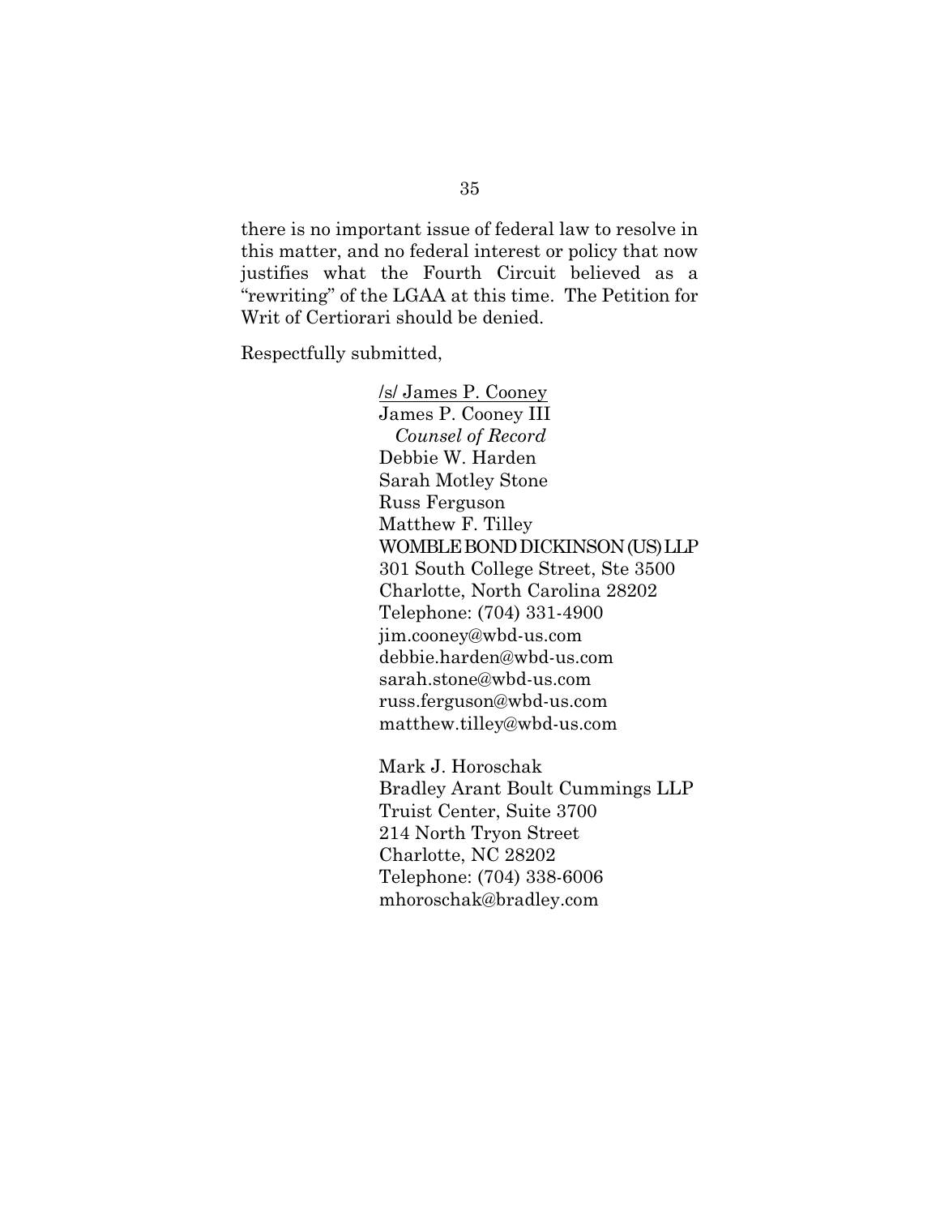there is no important issue of federal law to resolve in this matter, and no federal interest or policy that now justifies what the Fourth Circuit believed as a "rewriting" of the LGAA at this time. The Petition for Writ of Certiorari should be denied.

Respectfully submitted,

/s/ James P. Cooney
James P. Cooney III
*Counsel of Record*
Debbie W. Harden
Sarah Motley Stone
Russ Ferguson
Matthew F. Tilley
WOMBLE BOND DICKINSON (US) LLP
301 South College Street, Ste 3500
Charlotte, North Carolina 28202
Telephone: (704) 331-4900
jim.cooney@wbd-us.com
debbie.harden@wbd-us.com
sarah.stone@wbd-us.com
russ.ferguson@wbd-us.com
matthew.tilley@wbd-us.com

Mark J. Horoschak
Bradley Arant Boult Cummings LLP
Truist Center, Suite 3700
214 North Tryon Street
Charlotte, NC 28202
Telephone: (704) 338-6006
mhoroschak@bradley.com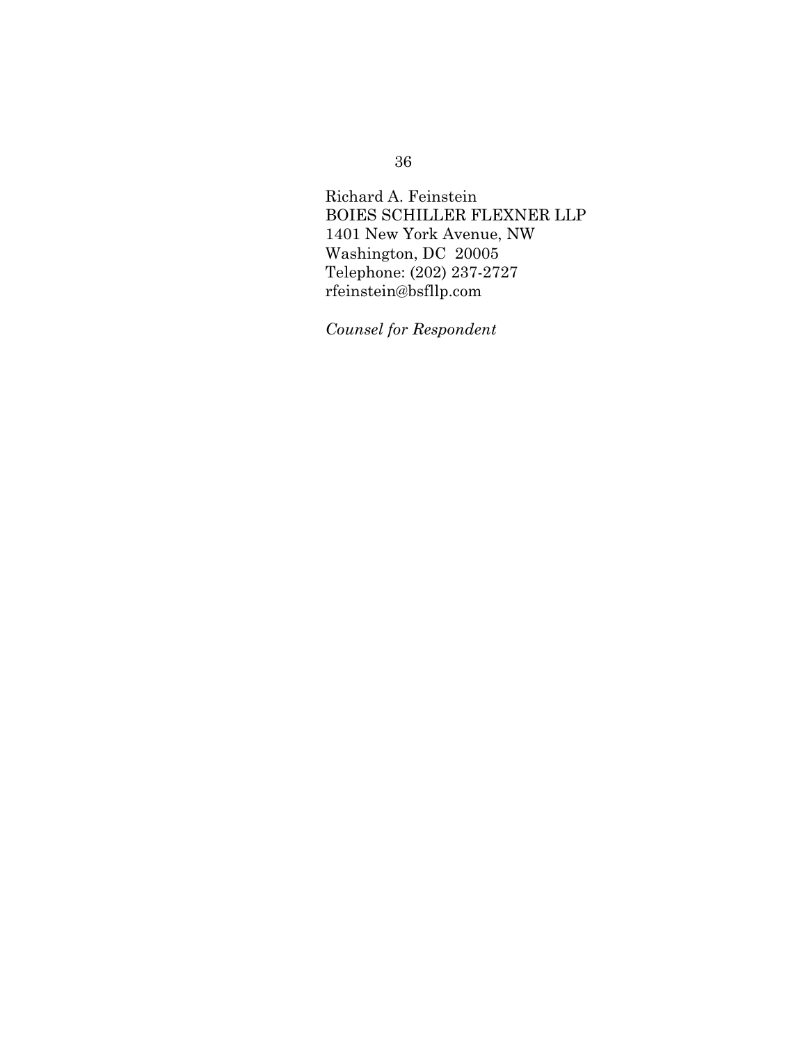Richard A. Feinstein
BOIES SCHILLER FLEXNER LLP
1401 New York Avenue, NW
Washington, DC 20005
Telephone: (202) 237-2727
rfeinstein@bsfllp.com

*Counsel for Respondent*